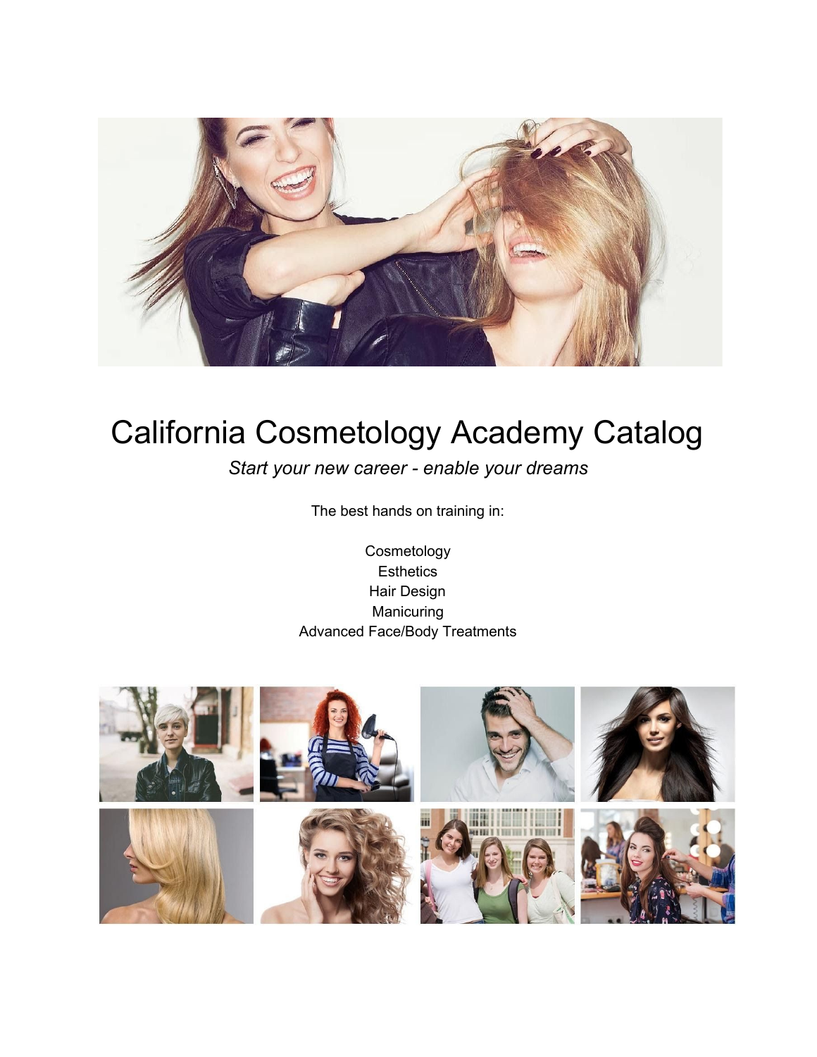# California Cosmetology Academy Catalog

*Start your new career - enable your dreams*

The best hands on training in:

Cosmetology
Esthetics
Hair Design
Manicuring
Advanced Face/Body Treatments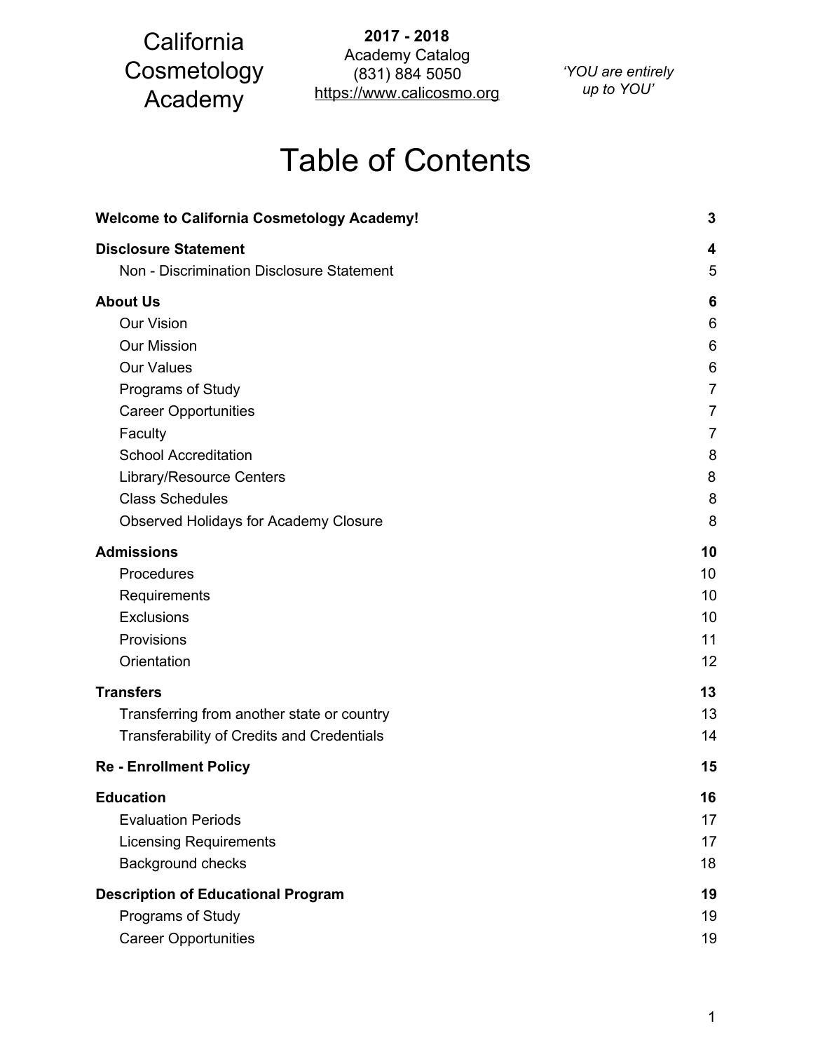California Cosmetology Academy

**2017 - 2018**
Academy Catalog
(831) 884 5050
https://www.calicosmo.org

*'YOU are entirely up to YOU'*

# Table of Contents

| | |
|---|---|
| **Welcome to California Cosmetology Academy!** | **3** |
| **Disclosure Statement** | **4** |
| Non - Discrimination Disclosure Statement | 5 |
| **About Us** | **6** |
| Our Vision | 6 |
| Our Mission | 6 |
| Our Values | 6 |
| Programs of Study | 7 |
| Career Opportunities | 7 |
| Faculty | 7 |
| School Accreditation | 8 |
| Library/Resource Centers | 8 |
| Class Schedules | 8 |
| Observed Holidays for Academy Closure | 8 |
| **Admissions** | **10** |
| Procedures | 10 |
| Requirements | 10 |
| Exclusions | 10 |
| Provisions | 11 |
| Orientation | 12 |
| **Transfers** | **13** |
| Transferring from another state or country | 13 |
| Transferability of Credits and Credentials | 14 |
| **Re - Enrollment Policy** | **15** |
| **Education** | **16** |
| Evaluation Periods | 17 |
| Licensing Requirements | 17 |
| Background checks | 18 |
| **Description of Educational Program** | **19** |
| Programs of Study | 19 |
| Career Opportunities | 19 |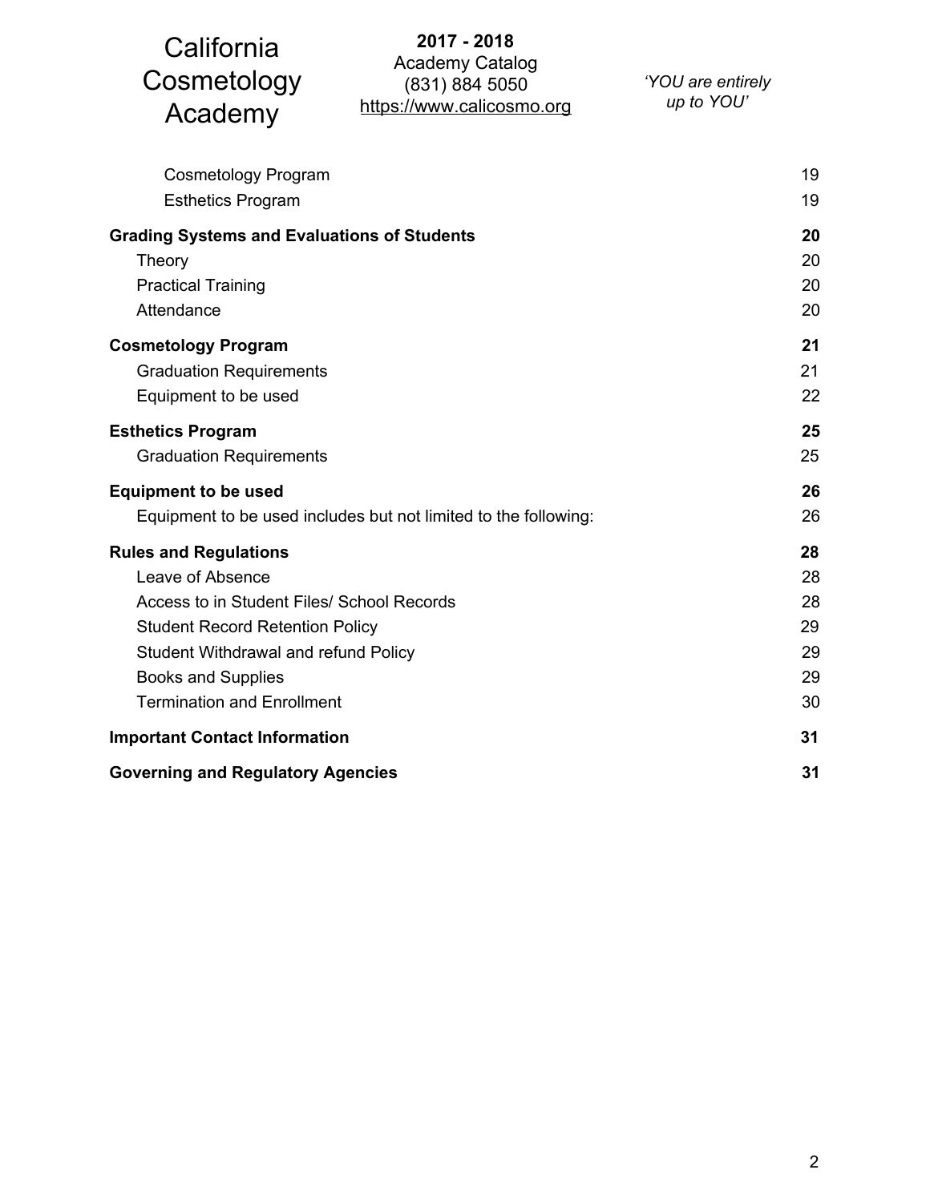| | |
|---|---|
| Cosmetology Program | 19 |
| Esthetics Program | 19 |
| **Grading Systems and Evaluations of Students** | **20** |
| Theory | 20 |
| Practical Training | 20 |
| Attendance | 20 |
| **Cosmetology Program** | **21** |
| Graduation Requirements | 21 |
| Equipment to be used | 22 |
| **Esthetics Program** | **25** |
| Graduation Requirements | 25 |
| **Equipment to be used** | **26** |
| Equipment to be used includes but not limited to the following: | 26 |
| **Rules and Regulations** | **28** |
| Leave of Absence | 28 |
| Access to in Student Files/ School Records | 28 |
| Student Record Retention Policy | 29 |
| Student Withdrawal and refund Policy | 29 |
| Books and Supplies | 29 |
| Termination and Enrollment | 30 |
| **Important Contact Information** | **31** |
| **Governing and Regulatory Agencies** | **31** |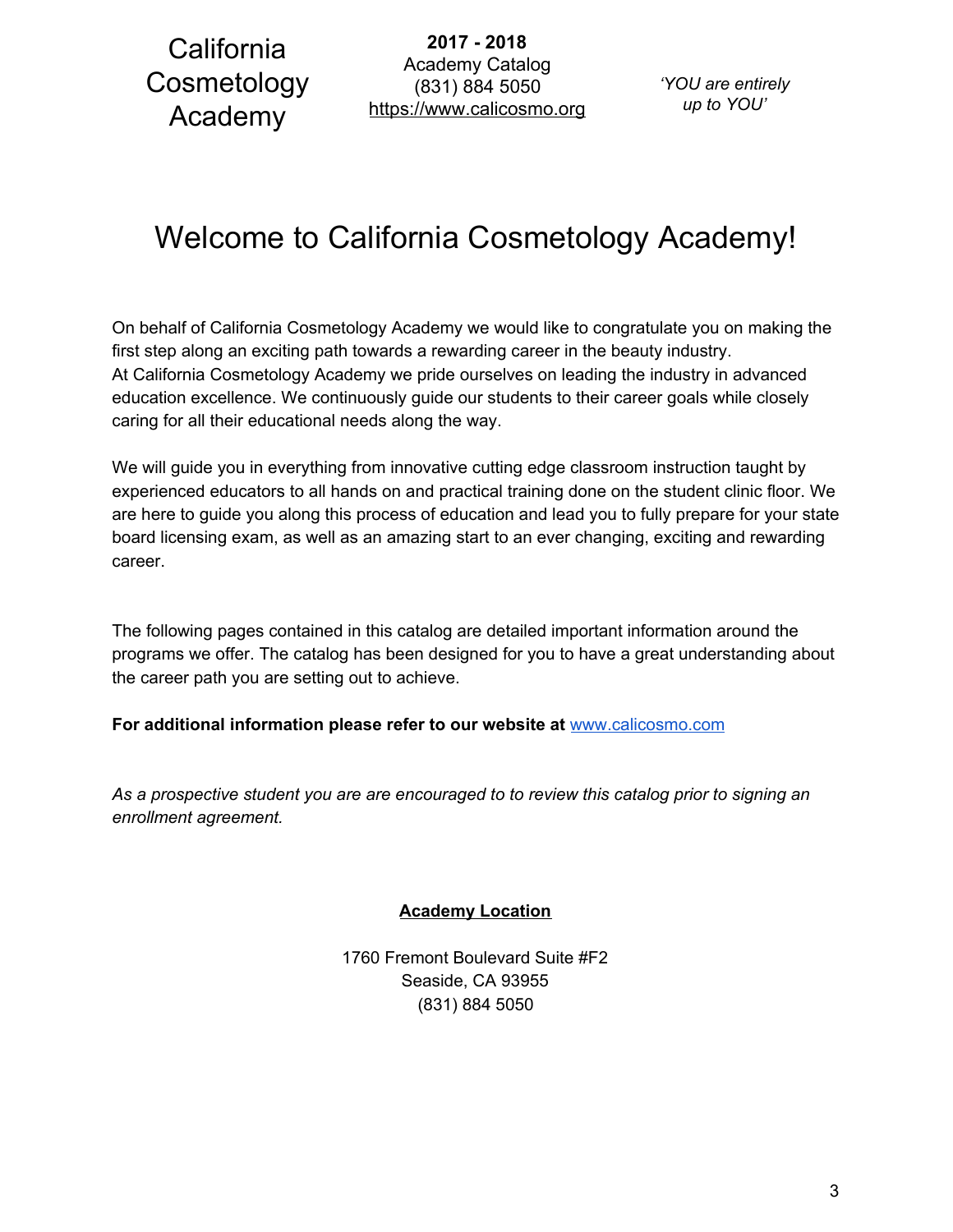# Welcome to California Cosmetology Academy!

On behalf of California Cosmetology Academy we would like to congratulate you on making the first step along an exciting path towards a rewarding career in the beauty industry.
At California Cosmetology Academy we pride ourselves on leading the industry in advanced education excellence. We continuously guide our students to their career goals while closely caring for all their educational needs along the way.

We will guide you in everything from innovative cutting edge classroom instruction taught by experienced educators to all hands on and practical training done on the student clinic floor. We are here to guide you along this process of education and lead you to fully prepare for your state board licensing exam, as well as an amazing start to an ever changing, exciting and rewarding career.

The following pages contained in this catalog are detailed important information around the programs we offer. The catalog has been designed for you to have a great understanding about the career path you are setting out to achieve.

**For additional information please refer to our website at** www.calicosmo.com

*As a prospective student you are are encouraged to to review this catalog prior to signing an enrollment agreement.*

**Academy Location**

1760 Fremont Boulevard Suite #F2
Seaside, CA 93955
(831) 884 5050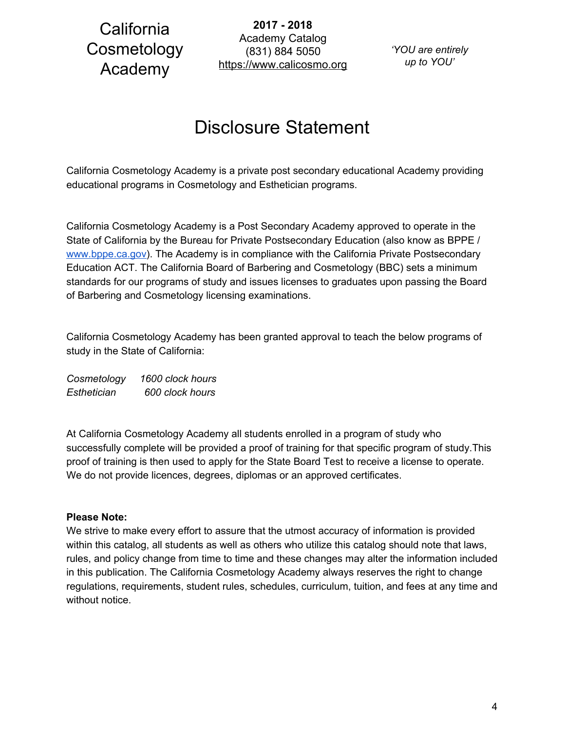# Disclosure Statement

California Cosmetology Academy is a private post secondary educational Academy providing educational programs in Cosmetology and Esthetician programs.

California Cosmetology Academy is a Post Secondary Academy approved to operate in the State of California by the Bureau for Private Postsecondary Education (also know as BPPE / www.bppe.ca.gov). The Academy is in compliance with the California Private Postsecondary Education ACT. The California Board of Barbering and Cosmetology (BBC) sets a minimum standards for our programs of study and issues licenses to graduates upon passing the Board of Barbering and Cosmetology licensing examinations.

California Cosmetology Academy has been granted approval to teach the below programs of study in the State of California:

*Cosmetology* *1600 clock hours*
*Esthetician* *600 clock hours*

At California Cosmetology Academy all students enrolled in a program of study who successfully complete will be provided a proof of training for that specific program of study.This proof of training is then used to apply for the State Board Test to receive a license to operate. We do not provide licences, degrees, diplomas or an approved certificates.

**Please Note:**
We strive to make every effort to assure that the utmost accuracy of information is provided within this catalog, all students as well as others who utilize this catalog should note that laws, rules, and policy change from time to time and these changes may alter the information included in this publication. The California Cosmetology Academy always reserves the right to change regulations, requirements, student rules, schedules, curriculum, tuition, and fees at any time and without notice.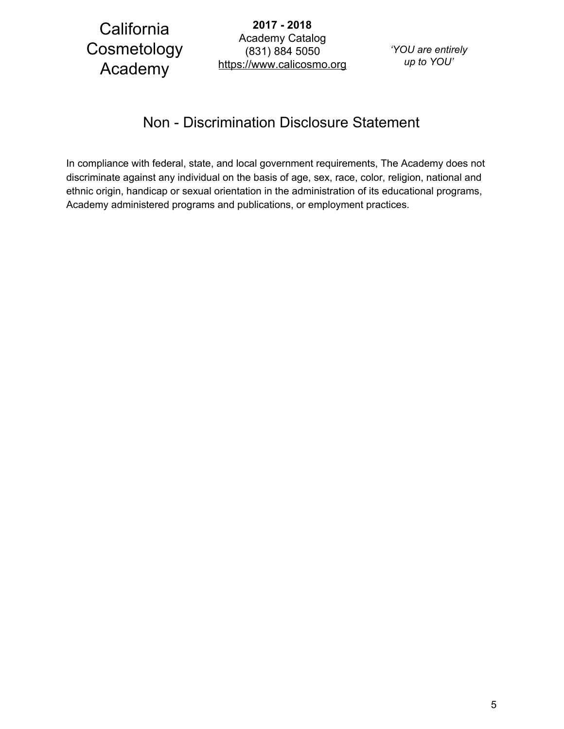# Non - Discrimination Disclosure Statement

In compliance with federal, state, and local government requirements, The Academy does not discriminate against any individual on the basis of age, sex, race, color, religion, national and ethnic origin, handicap or sexual orientation in the administration of its educational programs, Academy administered programs and publications, or employment practices.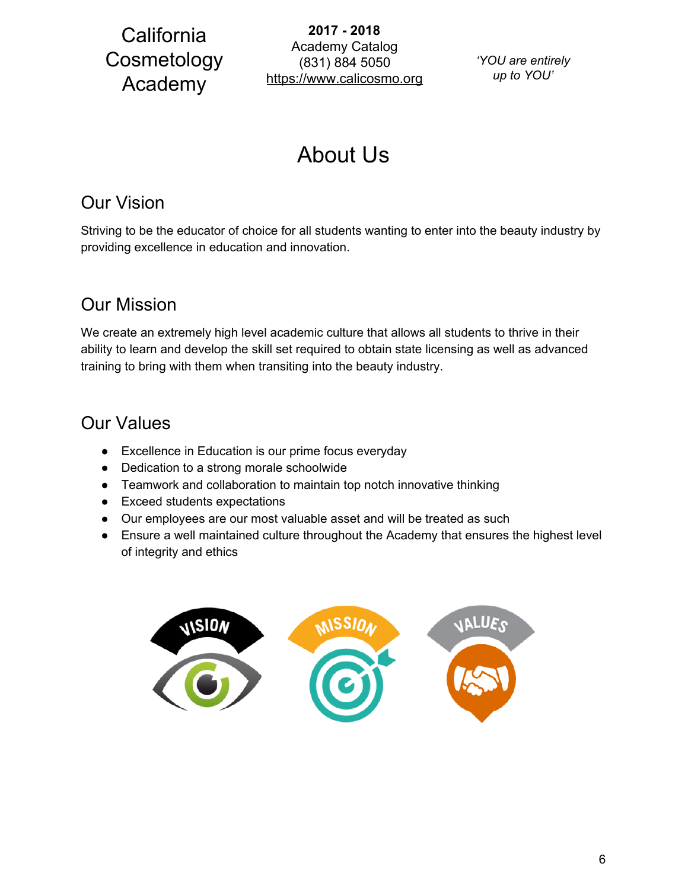# About Us

## Our Vision

Striving to be the educator of choice for all students wanting to enter into the beauty industry by providing excellence in education and innovation.

## Our Mission

We create an extremely high level academic culture that allows all students to thrive in their ability to learn and develop the skill set required to obtain state licensing as well as advanced training to bring with them when transiting into the beauty industry.

## Our Values

- Excellence in Education is our prime focus everyday
- Dedication to a strong morale schoolwide
- Teamwork and collaboration to maintain top notch innovative thinking
- Exceed students expectations
- Our employees are our most valuable asset and will be treated as such
- Ensure a well maintained culture throughout the Academy that ensures the highest level of integrity and ethics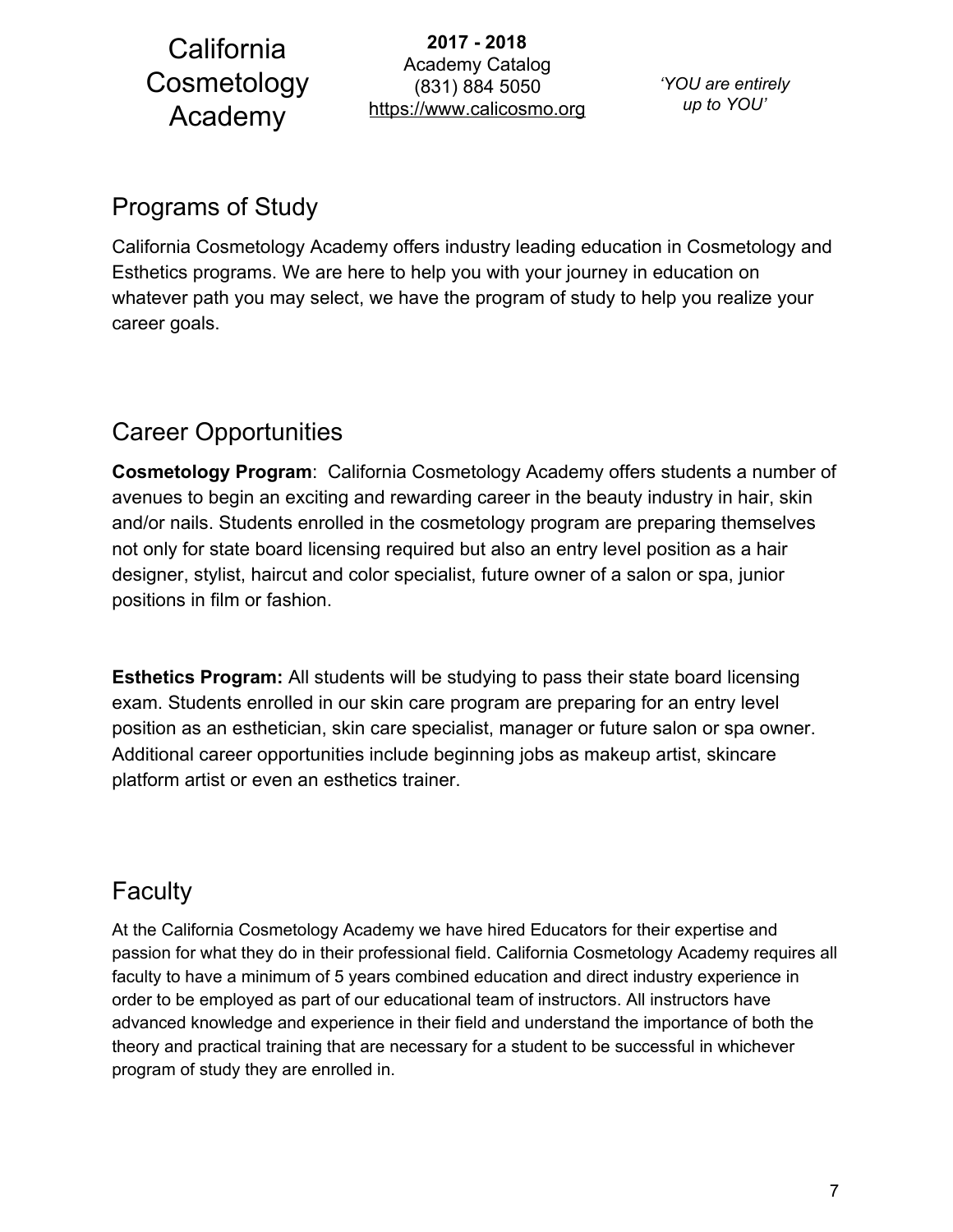## Programs of Study

California Cosmetology Academy offers industry leading education in Cosmetology and Esthetics programs. We are here to help you with your journey in education on whatever path you may select, we have the program of study to help you realize your career goals.

## Career Opportunities

**Cosmetology Program**: California Cosmetology Academy offers students a number of avenues to begin an exciting and rewarding career in the beauty industry in hair, skin and/or nails. Students enrolled in the cosmetology program are preparing themselves not only for state board licensing required but also an entry level position as a hair designer, stylist, haircut and color specialist, future owner of a salon or spa, junior positions in film or fashion.

**Esthetics Program:** All students will be studying to pass their state board licensing exam. Students enrolled in our skin care program are preparing for an entry level position as an esthetician, skin care specialist, manager or future salon or spa owner. Additional career opportunities include beginning jobs as makeup artist, skincare platform artist or even an esthetics trainer.

## Faculty

At the California Cosmetology Academy we have hired Educators for their expertise and passion for what they do in their professional field. California Cosmetology Academy requires all faculty to have a minimum of 5 years combined education and direct industry experience in order to be employed as part of our educational team of instructors. All instructors have advanced knowledge and experience in their field and understand the importance of both the theory and practical training that are necessary for a student to be successful in whichever program of study they are enrolled in.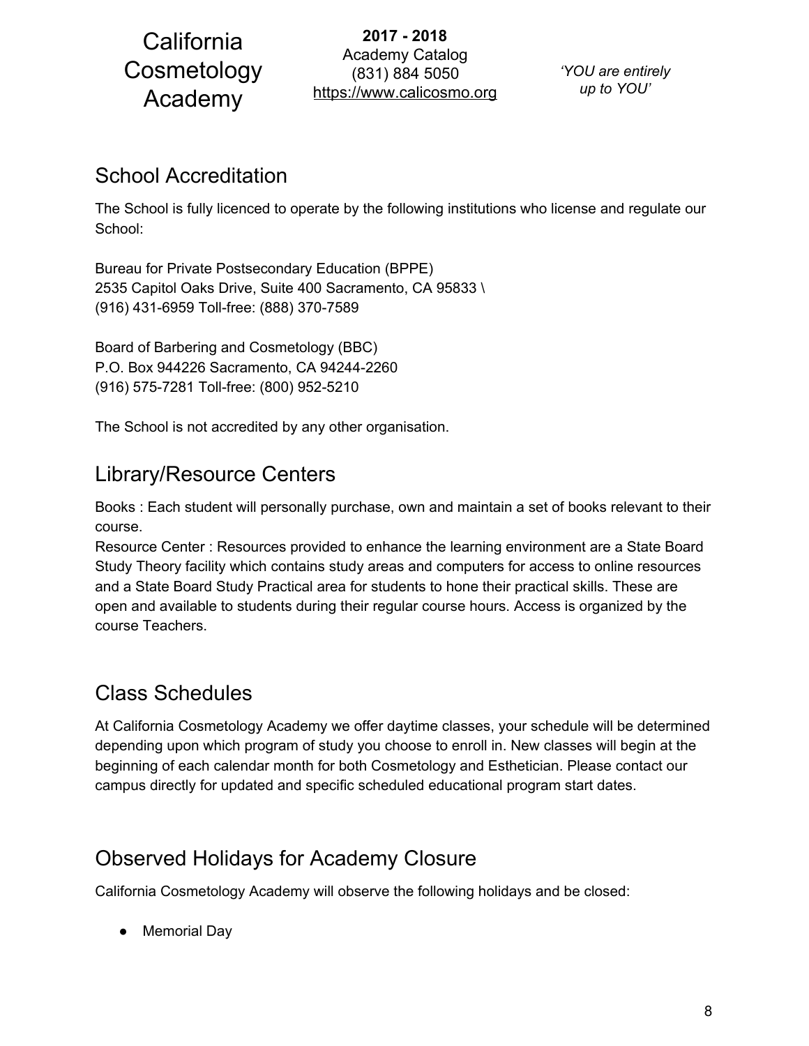## School Accreditation

The School is fully licenced to operate by the following institutions who license and regulate our School:

Bureau for Private Postsecondary Education (BPPE)
2535 Capitol Oaks Drive, Suite 400 Sacramento, CA 95833 \
(916) 431-6959 Toll-free: (888) 370-7589

Board of Barbering and Cosmetology (BBC)
P.O. Box 944226 Sacramento, CA 94244-2260
(916) 575-7281 Toll-free: (800) 952-5210

The School is not accredited by any other organisation.

## Library/Resource Centers

Books : Each student will personally purchase, own and maintain a set of books relevant to their course.
Resource Center : Resources provided to enhance the learning environment are a State Board Study Theory facility which contains study areas and computers for access to online resources and a State Board Study Practical area for students to hone their practical skills. These are open and available to students during their regular course hours. Access is organized by the course Teachers.

## Class Schedules

At California Cosmetology Academy we offer daytime classes, your schedule will be determined depending upon which program of study you choose to enroll in. New classes will begin at the beginning of each calendar month for both Cosmetology and Esthetician. Please contact our campus directly for updated and specific scheduled educational program start dates.

## Observed Holidays for Academy Closure

California Cosmetology Academy will observe the following holidays and be closed:

- Memorial Day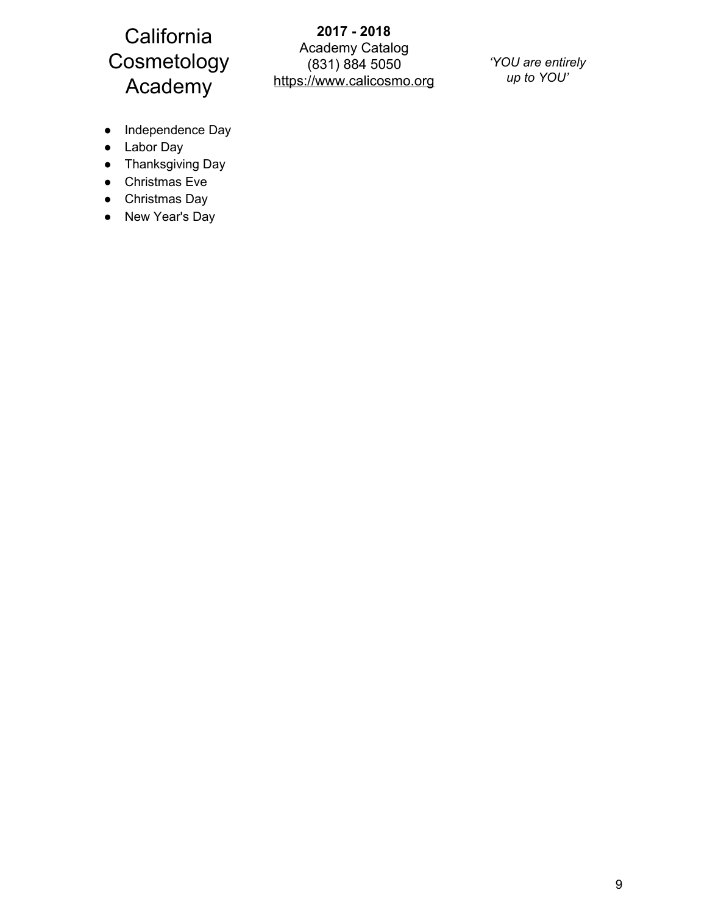- Independence Day
- Labor Day
- Thanksgiving Day
- Christmas Eve
- Christmas Day
- New Year's Day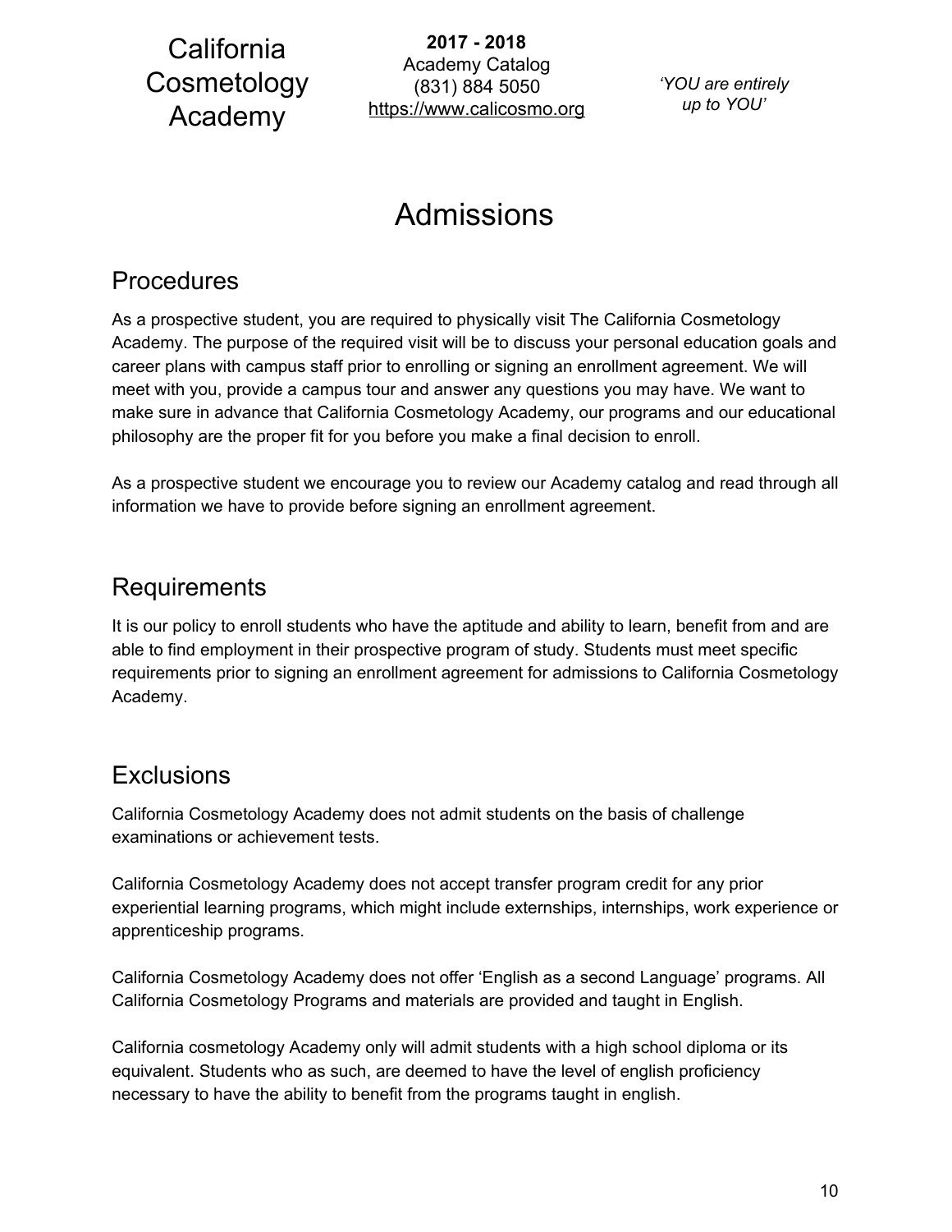# Admissions

## Procedures

As a prospective student, you are required to physically visit The California Cosmetology Academy. The purpose of the required visit will be to discuss your personal education goals and career plans with campus staff prior to enrolling or signing an enrollment agreement. We will meet with you, provide a campus tour and answer any questions you may have. We want to make sure in advance that California Cosmetology Academy, our programs and our educational philosophy are the proper fit for you before you make a final decision to enroll.

As a prospective student we encourage you to review our Academy catalog and read through all information we have to provide before signing an enrollment agreement.

## Requirements

It is our policy to enroll students who have the aptitude and ability to learn, benefit from and are able to find employment in their prospective program of study. Students must meet specific requirements prior to signing an enrollment agreement for admissions to California Cosmetology Academy.

## Exclusions

California Cosmetology Academy does not admit students on the basis of challenge examinations or achievement tests.

California Cosmetology Academy does not accept transfer program credit for any prior experiential learning programs, which might include externships, internships, work experience or apprenticeship programs.

California Cosmetology Academy does not offer 'English as a second Language' programs. All California Cosmetology Programs and materials are provided and taught in English.

California cosmetology Academy only will admit students with a high school diploma or its equivalent. Students who as such, are deemed to have the level of english proficiency necessary to have the ability to benefit from the programs taught in english.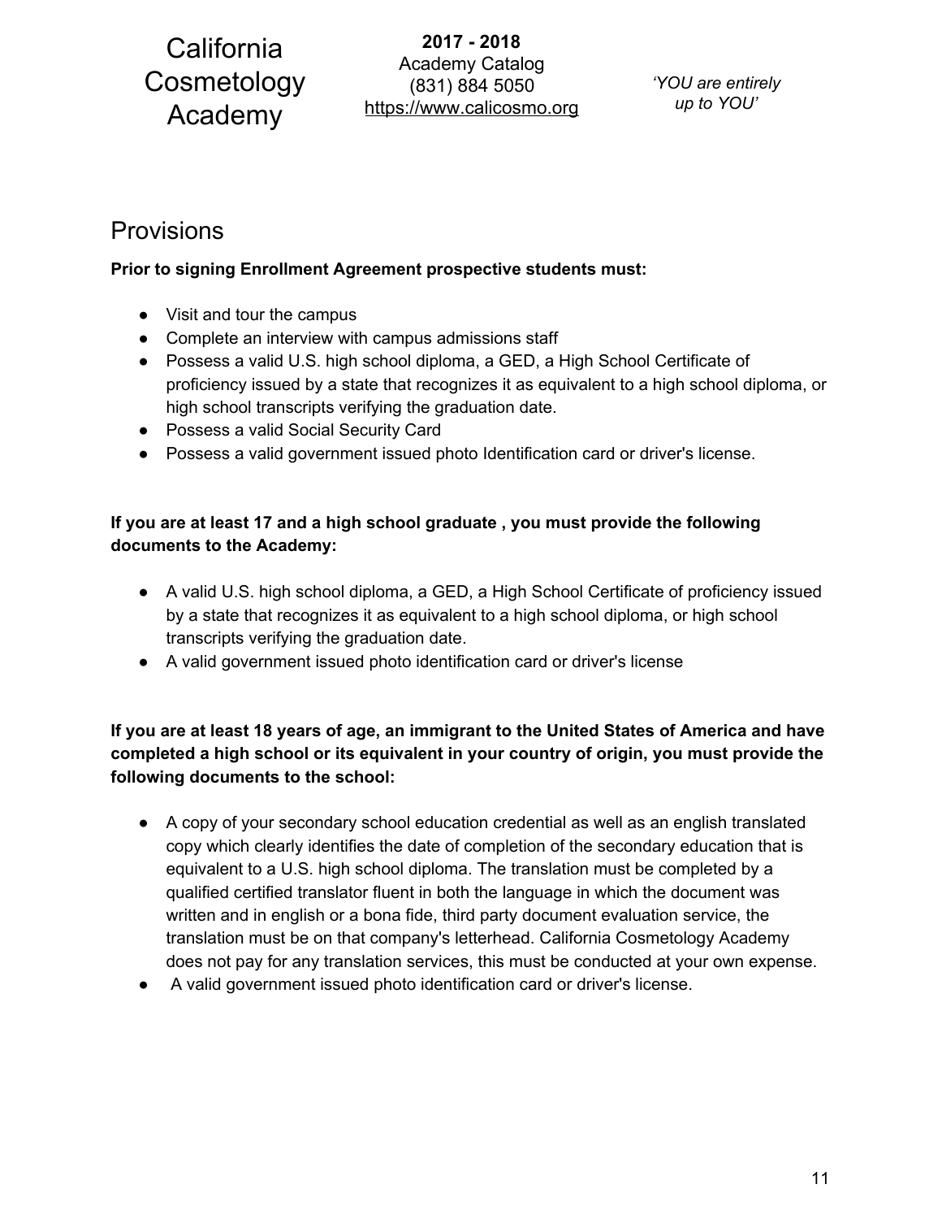## Provisions

**Prior to signing Enrollment Agreement prospective students must:**

- Visit and tour the campus
- Complete an interview with campus admissions staff
- Possess a valid U.S. high school diploma, a GED, a High School Certificate of proficiency issued by a state that recognizes it as equivalent to a high school diploma, or high school transcripts verifying the graduation date.
- Possess a valid Social Security Card
- Possess a valid government issued photo Identification card or driver's license.

**If you are at least 17 and a high school graduate , you must provide the following documents to the Academy:**

- A valid U.S. high school diploma, a GED, a High School Certificate of proficiency issued by a state that recognizes it as equivalent to a high school diploma, or high school transcripts verifying the graduation date.
- A valid government issued photo identification card or driver's license

**If you are at least 18 years of age, an immigrant to the United States of America and have completed a high school or its equivalent in your country of origin, you must provide the following documents to the school:**

- A copy of your secondary school education credential as well as an english translated copy which clearly identifies the date of completion of the secondary education that is equivalent to a U.S. high school diploma. The translation must be completed by a qualified certified translator fluent in both the language in which the document was written and in english or a bona fide, third party document evaluation service, the translation must be on that company's letterhead. California Cosmetology Academy does not pay for any translation services, this must be conducted at your own expense.
- A valid government issued photo identification card or driver's license.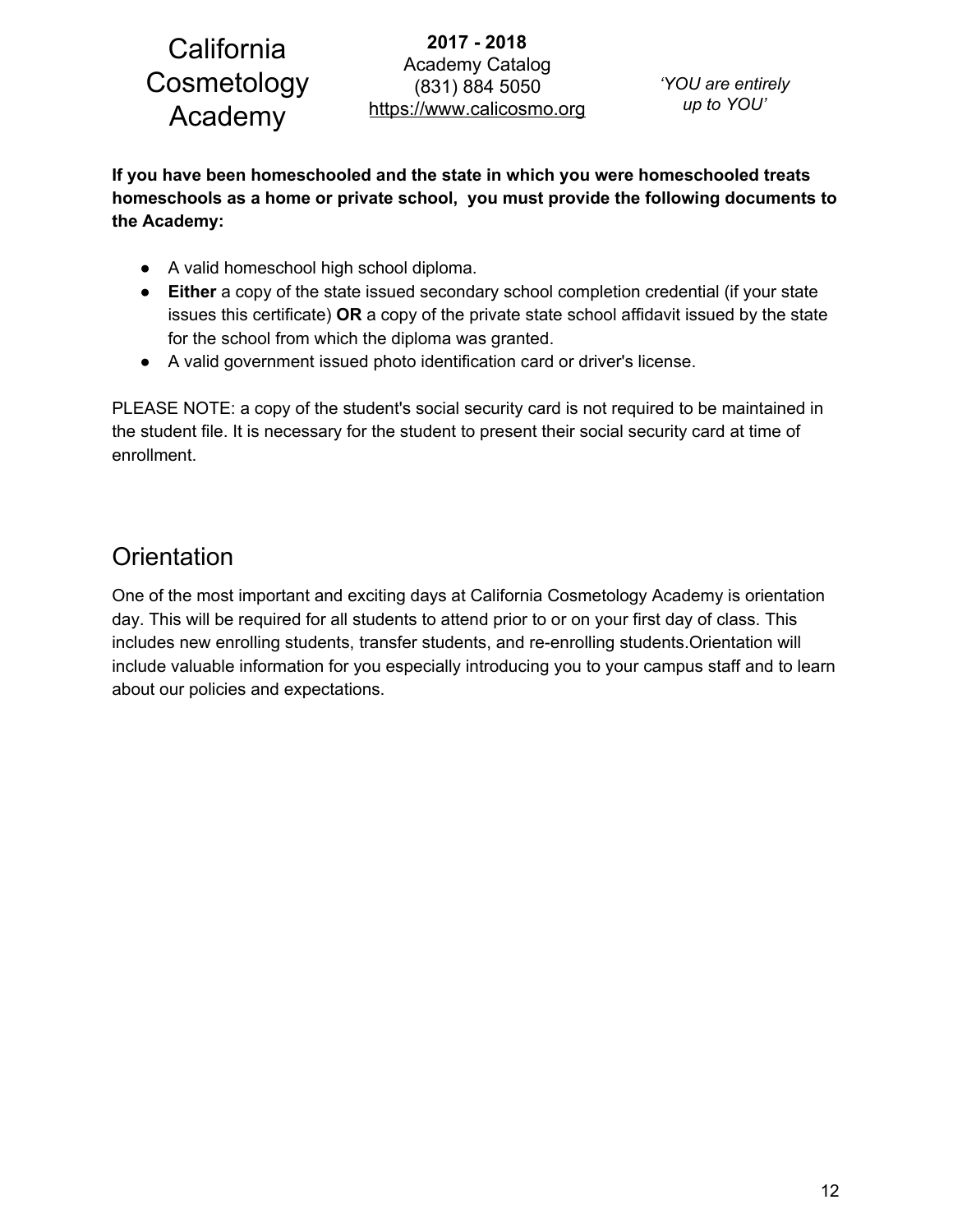**If you have been homeschooled and the state in which you were homeschooled treats homeschools as a home or private school, you must provide the following documents to the Academy:**

- A valid homeschool high school diploma.
- **Either** a copy of the state issued secondary school completion credential (if your state issues this certificate) **OR** a copy of the private state school affidavit issued by the state for the school from which the diploma was granted.
- A valid government issued photo identification card or driver's license.

PLEASE NOTE: a copy of the student's social security card is not required to be maintained in the student file. It is necessary for the student to present their social security card at time of enrollment.

## Orientation

One of the most important and exciting days at California Cosmetology Academy is orientation day. This will be required for all students to attend prior to or on your first day of class. This includes new enrolling students, transfer students, and re-enrolling students.Orientation will include valuable information for you especially introducing you to your campus staff and to learn about our policies and expectations.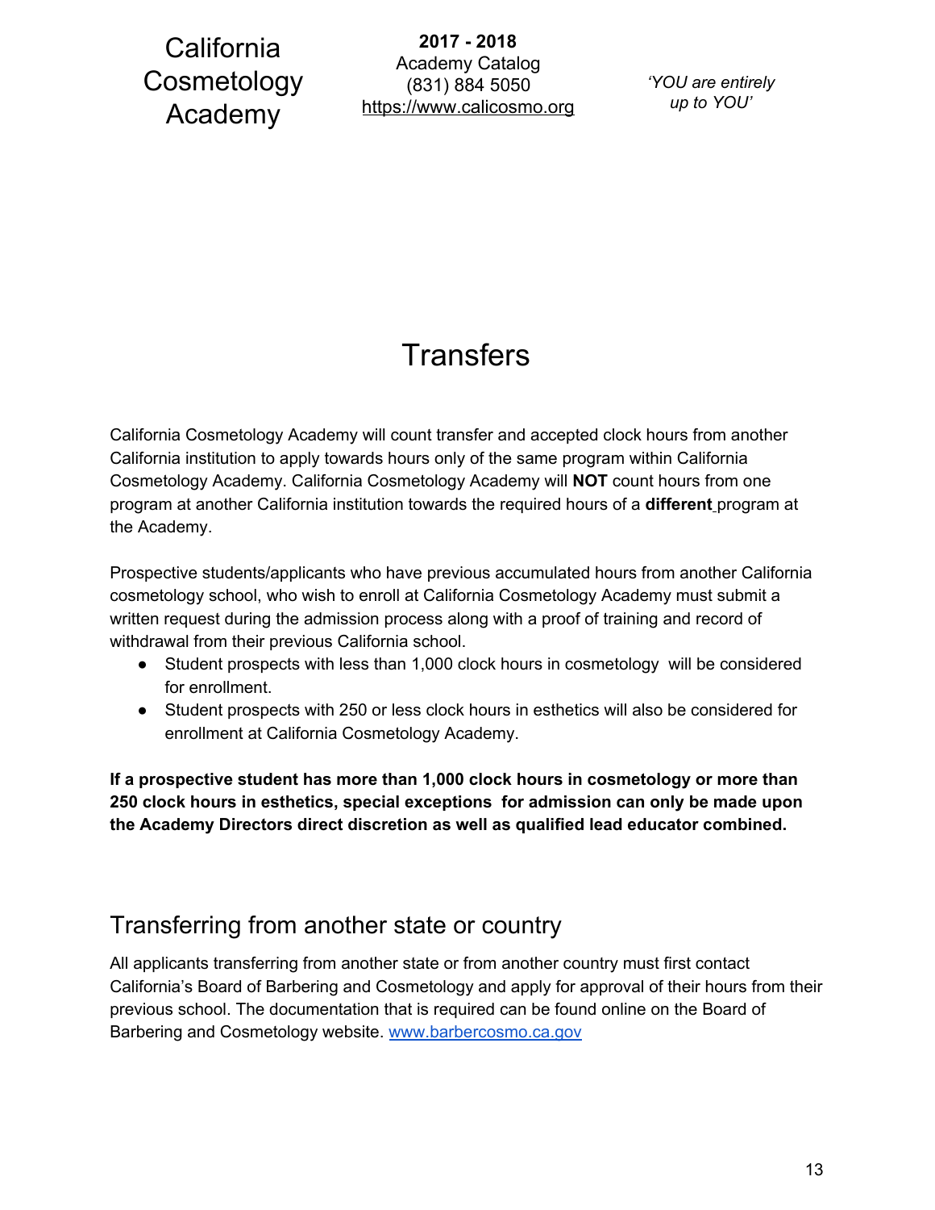# Transfers

California Cosmetology Academy will count transfer and accepted clock hours from another California institution to apply towards hours only of the same program within California Cosmetology Academy. California Cosmetology Academy will **NOT** count hours from one program at another California institution towards the required hours of a **different** program at the Academy.

Prospective students/applicants who have previous accumulated hours from another California cosmetology school, who wish to enroll at California Cosmetology Academy must submit a written request during the admission process along with a proof of training and record of withdrawal from their previous California school.

- Student prospects with less than 1,000 clock hours in cosmetology will be considered for enrollment.
- Student prospects with 250 or less clock hours in esthetics will also be considered for enrollment at California Cosmetology Academy.

**If a prospective student has more than 1,000 clock hours in cosmetology or more than 250 clock hours in esthetics, special exceptions for admission can only be made upon the Academy Directors direct discretion as well as qualified lead educator combined.**

## Transferring from another state or country

All applicants transferring from another state or from another country must first contact California's Board of Barbering and Cosmetology and apply for approval of their hours from their previous school. The documentation that is required can be found online on the Board of Barbering and Cosmetology website. www.barbercosmo.ca.gov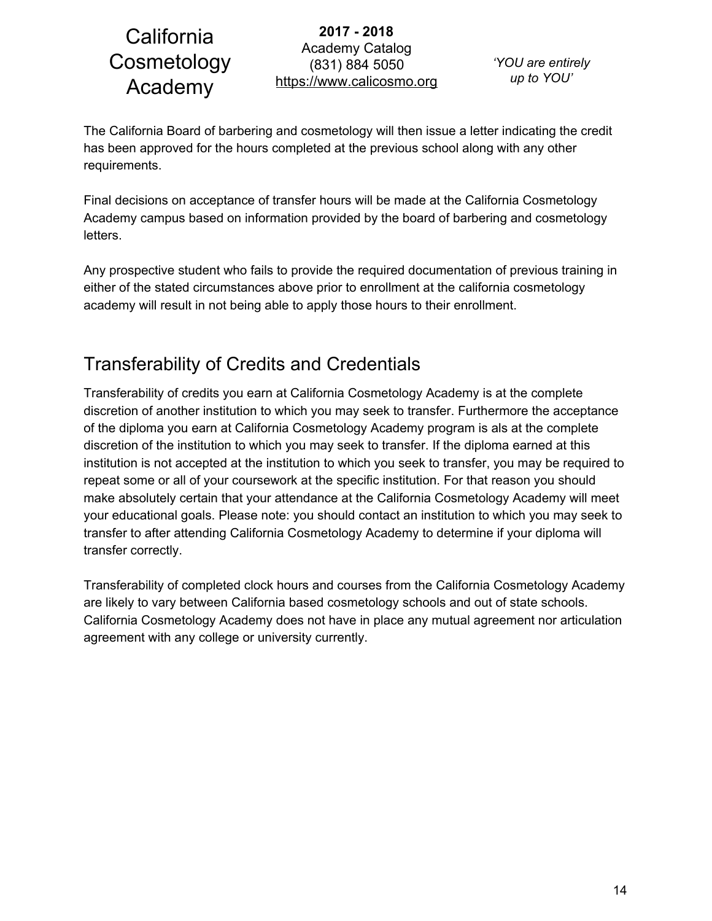The California Board of barbering and cosmetology will then issue a letter indicating the credit has been approved for the hours completed at the previous school along with any other requirements.

Final decisions on acceptance of transfer hours will be made at the California Cosmetology Academy campus based on information provided by the board of barbering and cosmetology letters.

Any prospective student who fails to provide the required documentation of previous training in either of the stated circumstances above prior to enrollment at the california cosmetology academy will result in not being able to apply those hours to their enrollment.

## Transferability of Credits and Credentials

Transferability of credits you earn at California Cosmetology Academy is at the complete discretion of another institution to which you may seek to transfer. Furthermore the acceptance of the diploma you earn at California Cosmetology Academy program is als at the complete discretion of the institution to which you may seek to transfer. If the diploma earned at this institution is not accepted at the institution to which you seek to transfer, you may be required to repeat some or all of your coursework at the specific institution. For that reason you should make absolutely certain that your attendance at the California Cosmetology Academy will meet your educational goals. Please note: you should contact an institution to which you may seek to transfer to after attending California Cosmetology Academy to determine if your diploma will transfer correctly.

Transferability of completed clock hours and courses from the California Cosmetology Academy are likely to vary between California based cosmetology schools and out of state schools. California Cosmetology Academy does not have in place any mutual agreement nor articulation agreement with any college or university currently.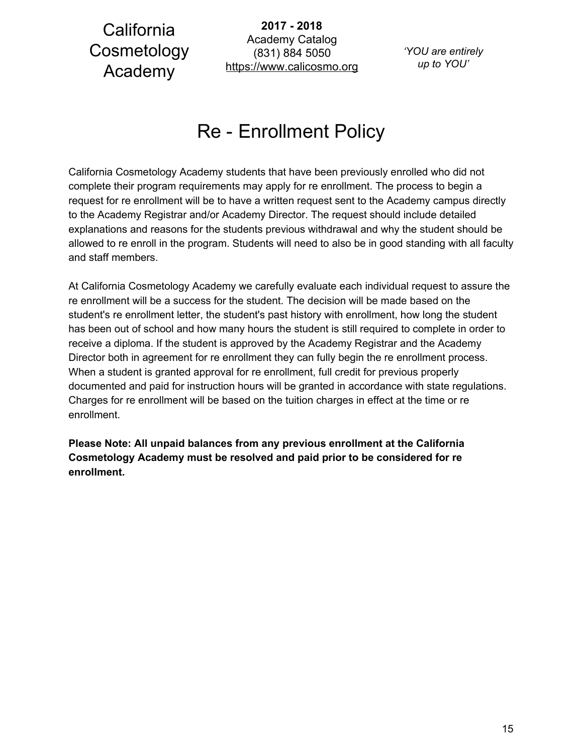# Re - Enrollment Policy

California Cosmetology Academy students that have been previously enrolled who did not complete their program requirements may apply for re enrollment. The process to begin a request for re enrollment will be to have a written request sent to the Academy campus directly to the Academy Registrar and/or Academy Director. The request should include detailed explanations and reasons for the students previous withdrawal and why the student should be allowed to re enroll in the program. Students will need to also be in good standing with all faculty and staff members.

At California Cosmetology Academy we carefully evaluate each individual request to assure the re enrollment will be a success for the student. The decision will be made based on the student's re enrollment letter, the student's past history with enrollment, how long the student has been out of school and how many hours the student is still required to complete in order to receive a diploma. If the student is approved by the Academy Registrar and the Academy Director both in agreement for re enrollment they can fully begin the re enrollment process. When a student is granted approval for re enrollment, full credit for previous properly documented and paid for instruction hours will be granted in accordance with state regulations. Charges for re enrollment will be based on the tuition charges in effect at the time or re enrollment.

**Please Note: All unpaid balances from any previous enrollment at the California Cosmetology Academy must be resolved and paid prior to be considered for re enrollment.**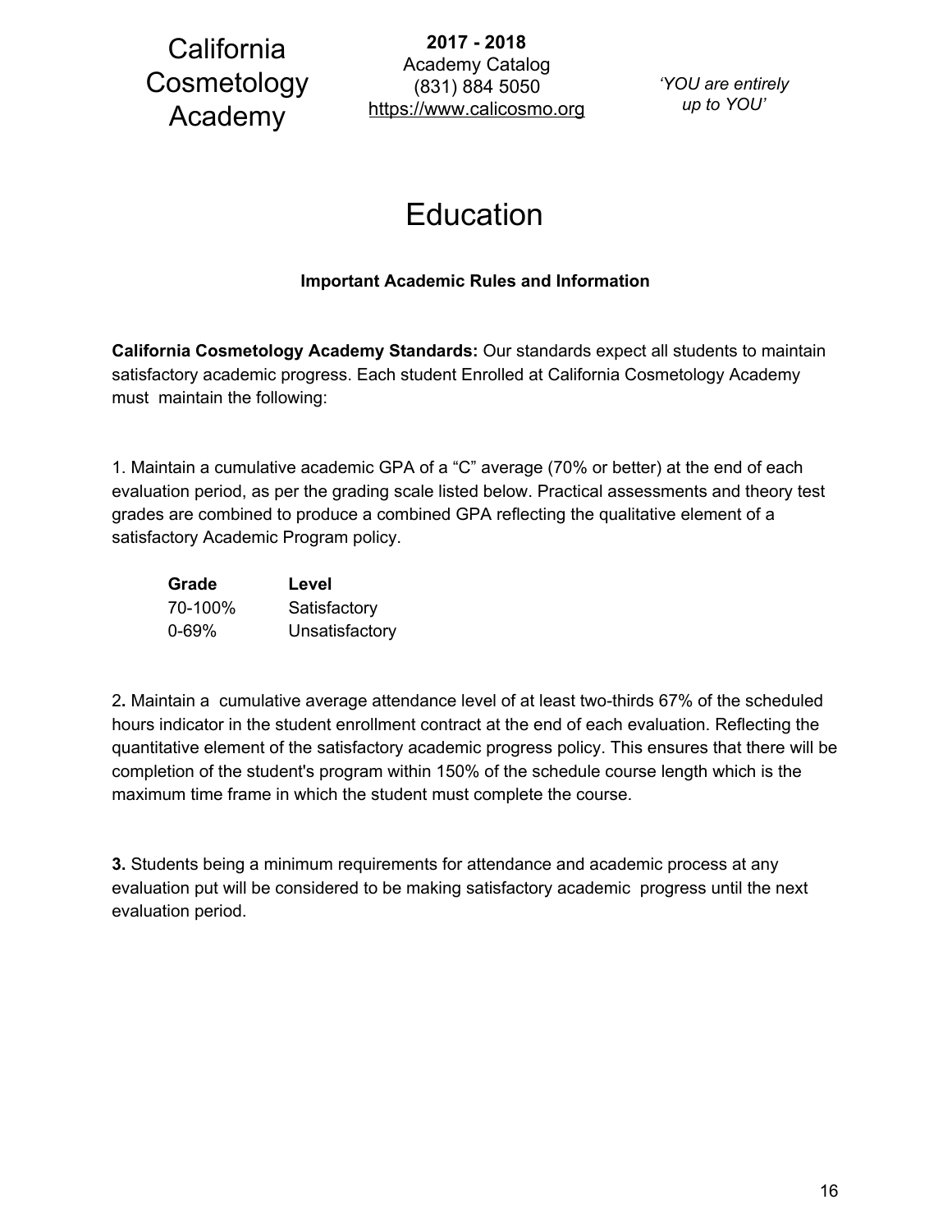# Education

### Important Academic Rules and Information

**California Cosmetology Academy Standards:** Our standards expect all students to maintain satisfactory academic progress. Each student Enrolled at California Cosmetology Academy must maintain the following:

1. Maintain a cumulative academic GPA of a "C" average (70% or better) at the end of each evaluation period, as per the grading scale listed below. Practical assessments and theory test grades are combined to produce a combined GPA reflecting the qualitative element of a satisfactory Academic Program policy.

| Grade | Level |
|---|---|
| 70-100% | Satisfactory |
| 0-69% | Unsatisfactory |

2. Maintain a cumulative average attendance level of at least two-thirds 67% of the scheduled hours indicator in the student enrollment contract at the end of each evaluation. Reflecting the quantitative element of the satisfactory academic progress policy. This ensures that there will be completion of the student's program within 150% of the schedule course length which is the maximum time frame in which the student must complete the course.

**3.** Students being a minimum requirements for attendance and academic process at any evaluation put will be considered to be making satisfactory academic progress until the next evaluation period.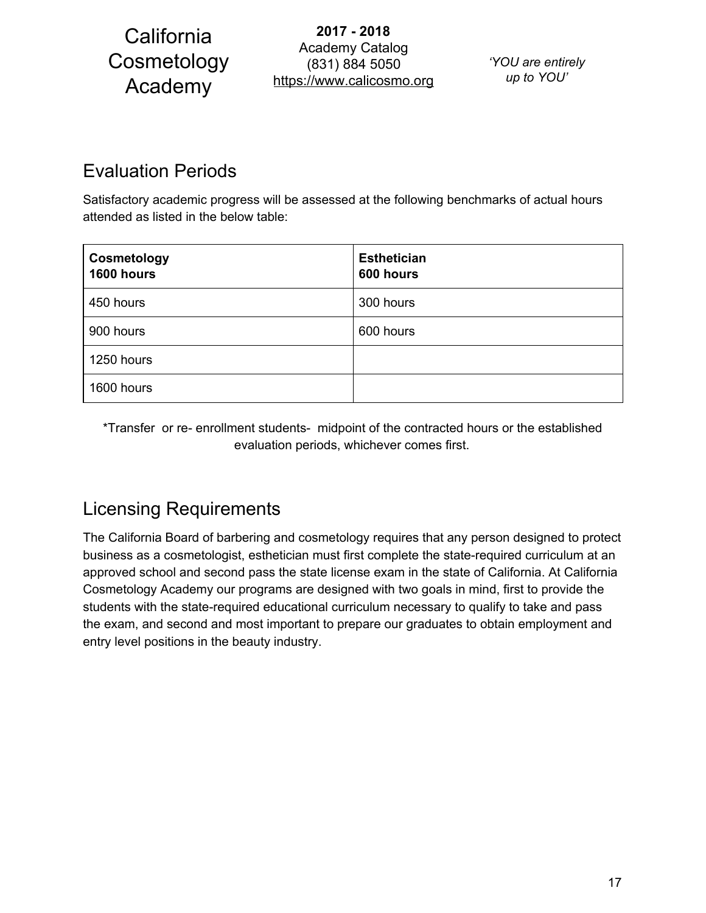## Evaluation Periods

Satisfactory academic progress will be assessed at the following benchmarks of actual hours attended as listed in the below table:

| **Cosmetology 1600 hours** | **Esthetician 600 hours** |
|---|---|
| 450 hours | 300 hours |
| 900 hours | 600 hours |
| 1250 hours | |
| 1600 hours | |

*Transfer or re- enrollment students- midpoint of the contracted hours or the established evaluation periods, whichever comes first.

## Licensing Requirements

The California Board of barbering and cosmetology requires that any person designed to protect business as a cosmetologist, esthetician must first complete the state-required curriculum at an approved school and second pass the state license exam in the state of California. At California Cosmetology Academy our programs are designed with two goals in mind, first to provide the students with the state-required educational curriculum necessary to qualify to take and pass the exam, and second and most important to prepare our graduates to obtain employment and entry level positions in the beauty industry.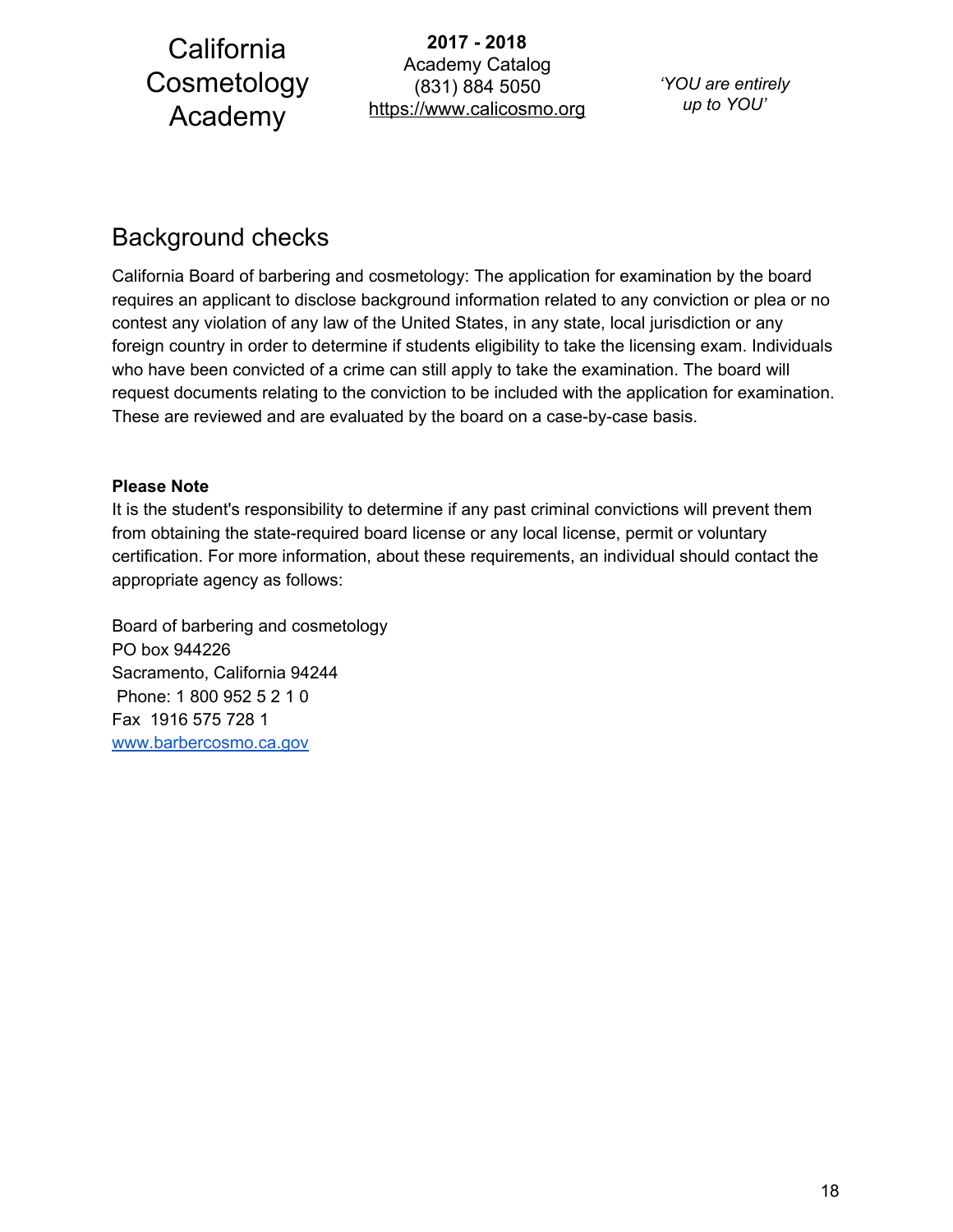## Background checks

California Board of barbering and cosmetology: The application for examination by the board requires an applicant to disclose background information related to any conviction or plea or no contest any violation of any law of the United States, in any state, local jurisdiction or any foreign country in order to determine if students eligibility to take the licensing exam. Individuals who have been convicted of a crime can still apply to take the examination. The board will request documents relating to the conviction to be included with the application for examination. These are reviewed and are evaluated by the board on a case-by-case basis.

**Please Note**
It is the student's responsibility to determine if any past criminal convictions will prevent them from obtaining the state-required board license or any local license, permit or voluntary certification. For more information, about these requirements, an individual should contact the appropriate agency as follows:

Board of barbering and cosmetology
PO box 944226
Sacramento, California 94244
Phone: 1 800 952 5 2 1 0
Fax 1916 575 728 1
www.barbercosmo.ca.gov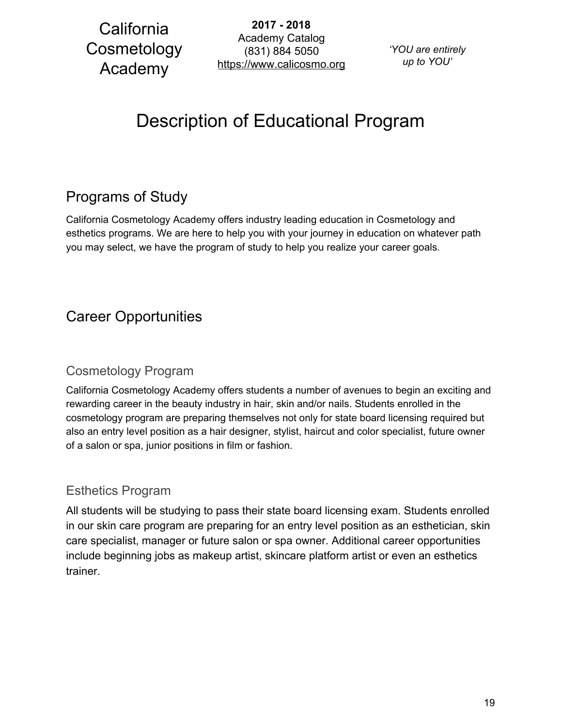# Description of Educational Program

## Programs of Study

California Cosmetology Academy offers industry leading education in Cosmetology and esthetics programs. We are here to help you with your journey in education on whatever path you may select, we have the program of study to help you realize your career goals.

## Career Opportunities

### Cosmetology Program

California Cosmetology Academy offers students a number of avenues to begin an exciting and rewarding career in the beauty industry in hair, skin and/or nails. Students enrolled in the cosmetology program are preparing themselves not only for state board licensing required but also an entry level position as a hair designer, stylist, haircut and color specialist, future owner of a salon or spa, junior positions in film or fashion.

### Esthetics Program

All students will be studying to pass their state board licensing exam. Students enrolled in our skin care program are preparing for an entry level position as an esthetician, skin care specialist, manager or future salon or spa owner. Additional career opportunities include beginning jobs as makeup artist, skincare platform artist or even an esthetics trainer.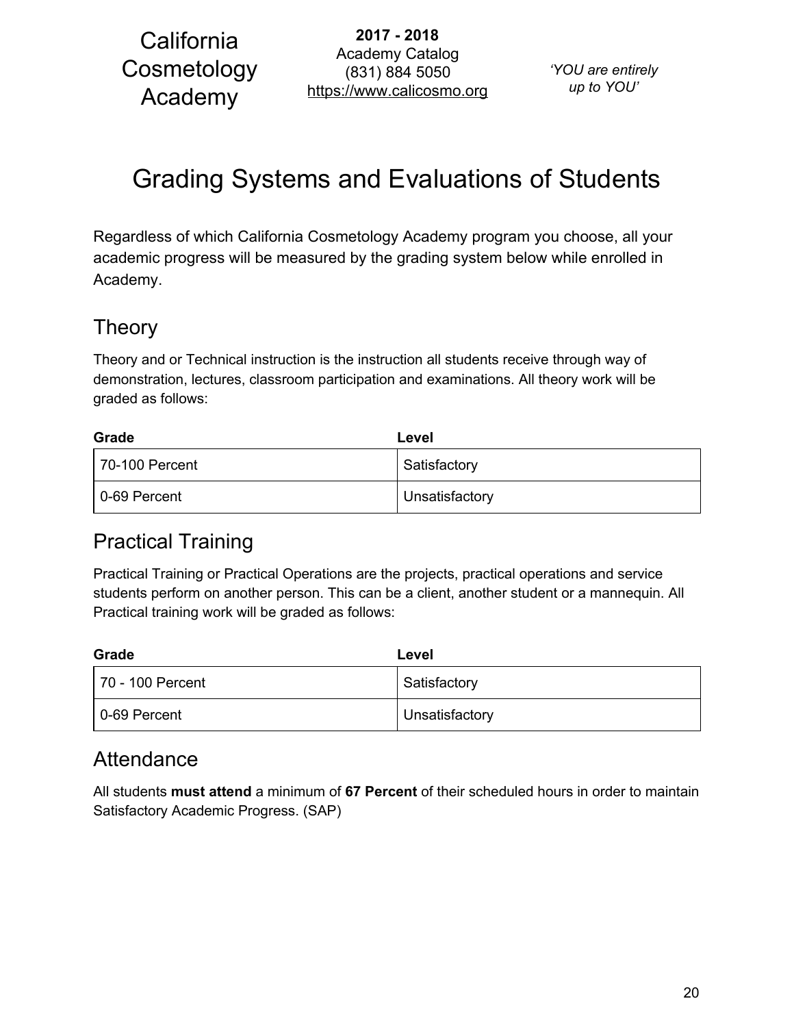# Grading Systems and Evaluations of Students

Regardless of which California Cosmetology Academy program you choose, all your academic progress will be measured by the grading system below while enrolled in Academy.

## Theory

Theory and or Technical instruction is the instruction all students receive through way of demonstration, lectures, classroom participation and examinations. All theory work will be graded as follows:

| Grade | Level |
|---|---|
| 70-100 Percent | Satisfactory |
| 0-69 Percent | Unsatisfactory |

## Practical Training

Practical Training or Practical Operations are the projects, practical operations and service students perform on another person. This can be a client, another student or a mannequin. All Practical training work will be graded as follows:

| Grade | Level |
|---|---|
| 70 - 100 Percent | Satisfactory |
| 0-69 Percent | Unsatisfactory |

## Attendance

All students **must attend** a minimum of **67 Percent** of their scheduled hours in order to maintain Satisfactory Academic Progress. (SAP)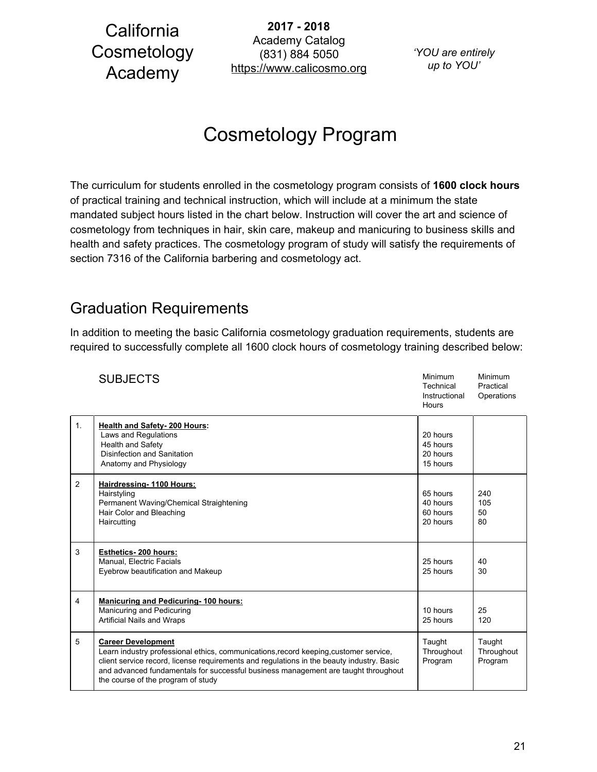# Cosmetology Program

The curriculum for students enrolled in the cosmetology program consists of **1600 clock hours** of practical training and technical instruction, which will include at a minimum the state mandated subject hours listed in the chart below. Instruction will cover the art and science of cosmetology from techniques in hair, skin care, makeup and manicuring to business skills and health and safety practices. The cosmetology program of study will satisfy the requirements of section 7316 of the California barbering and cosmetology act.

## Graduation Requirements

In addition to meeting the basic California cosmetology graduation requirements, students are required to successfully complete all 1600 clock hours of cosmetology training described below:

| | SUBJECTS | Minimum Technical Instructional Hours | Minimum Practical Operations |
|---|---|---|---|
| 1. | **Health and Safety- 200 Hours:** | | |
| | Laws and Regulations | 20 hours | |
| | Health and Safety | 45 hours | |
| | Disinfection and Sanitation | 20 hours | |
| | Anatomy and Physiology | 15 hours | |
| 2 | **Hairdressing- 1100 Hours:** | | |
| | Hairstyling | 65 hours | 240 |
| | Permanent Waving/Chemical Straightening | 40 hours | 105 |
| | Hair Color and Bleaching | 60 hours | 50 |
| | Haircutting | 20 hours | 80 |
| 3 | **Esthetics- 200 hours:** | | |
| | Manual, Electric Facials | 25 hours | 40 |
| | Eyebrow beautification and Makeup | 25 hours | 30 |
| 4 | **Manicuring and Pedicuring- 100 hours:** | | |
| | Manicuring and Pedicuring | 10 hours | 25 |
| | Artificial Nails and Wraps | 25 hours | 120 |
| 5 | **Career Development** Learn industry professional ethics, communications,record keeping,customer service, client service record, license requirements and regulations in the beauty industry. Basic and advanced fundamentals for successful business management are taught throughout the course of the program of study | Taught Throughout Program | Taught Throughout Program |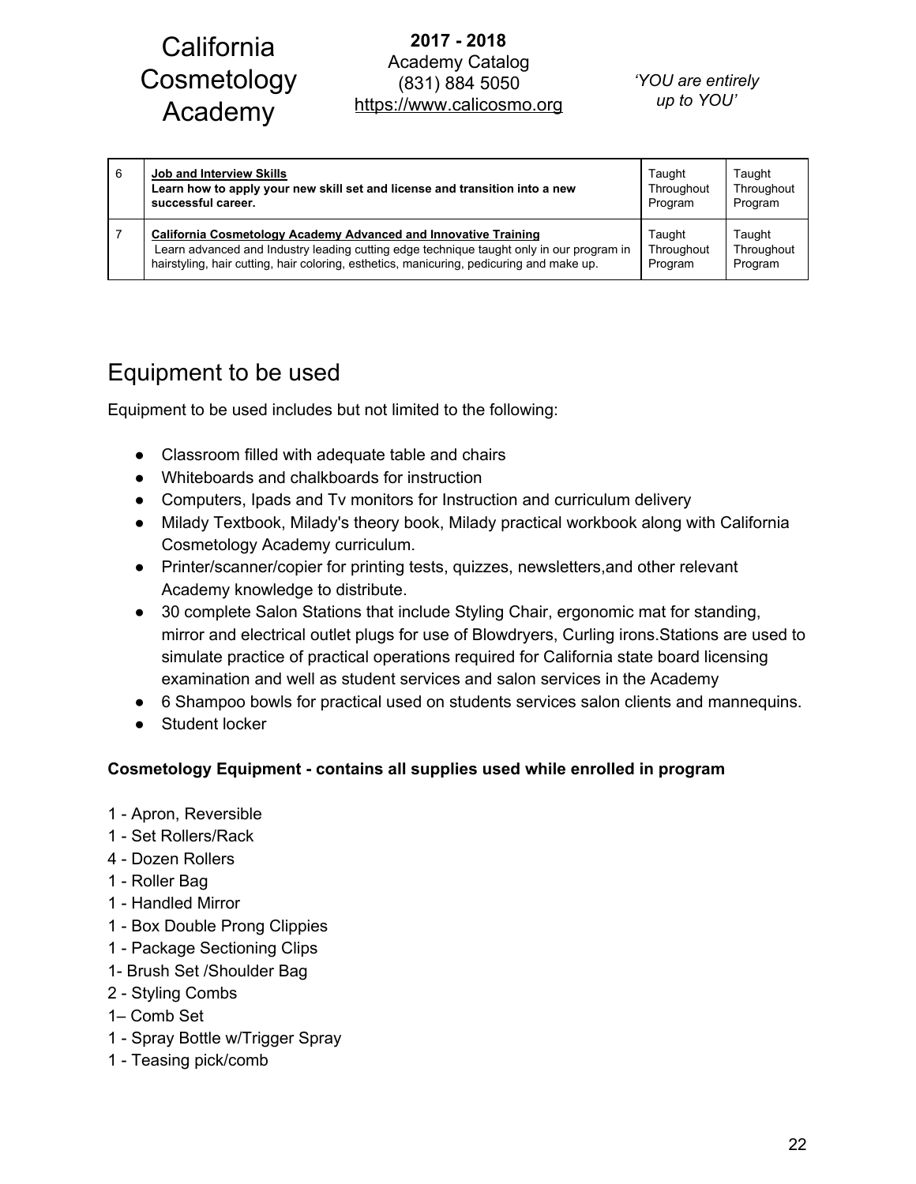| 6 | **Job and Interview Skills**<br>**Learn how to apply your new skill set and license and transition into a new successful career.** | Taught Throughout Program | Taught Throughout Program |
|---|---|---|---|
| 7 | **California Cosmetology Academy Advanced and Innovative Training**<br>Learn advanced and Industry leading cutting edge technique taught only in our program in hairstyling, hair cutting, hair coloring, esthetics, manicuring, pedicuring and make up. | Taught Throughout Program | Taught Throughout Program |

## Equipment to be used

Equipment to be used includes but not limited to the following:

- Classroom filled with adequate table and chairs
- Whiteboards and chalkboards for instruction
- Computers, Ipads and Tv monitors for Instruction and curriculum delivery
- Milady Textbook, Milady's theory book, Milady practical workbook along with California Cosmetology Academy curriculum.
- Printer/scanner/copier for printing tests, quizzes, newsletters,and other relevant Academy knowledge to distribute.
- 30 complete Salon Stations that include Styling Chair, ergonomic mat for standing, mirror and electrical outlet plugs for use of Blowdryers, Curling irons.Stations are used to simulate practice of practical operations required for California state board licensing examination and well as student services and salon services in the Academy
- 6 Shampoo bowls for practical used on students services salon clients and mannequins.
- Student locker

**Cosmetology Equipment - contains all supplies used while enrolled in program**

1 - Apron, Reversible
1 - Set Rollers/Rack
4 - Dozen Rollers
1 - Roller Bag
1 - Handled Mirror
1 - Box Double Prong Clippies
1 - Package Sectioning Clips
1- Brush Set /Shoulder Bag
2 - Styling Combs
1– Comb Set
1 - Spray Bottle w/Trigger Spray
1 - Teasing pick/comb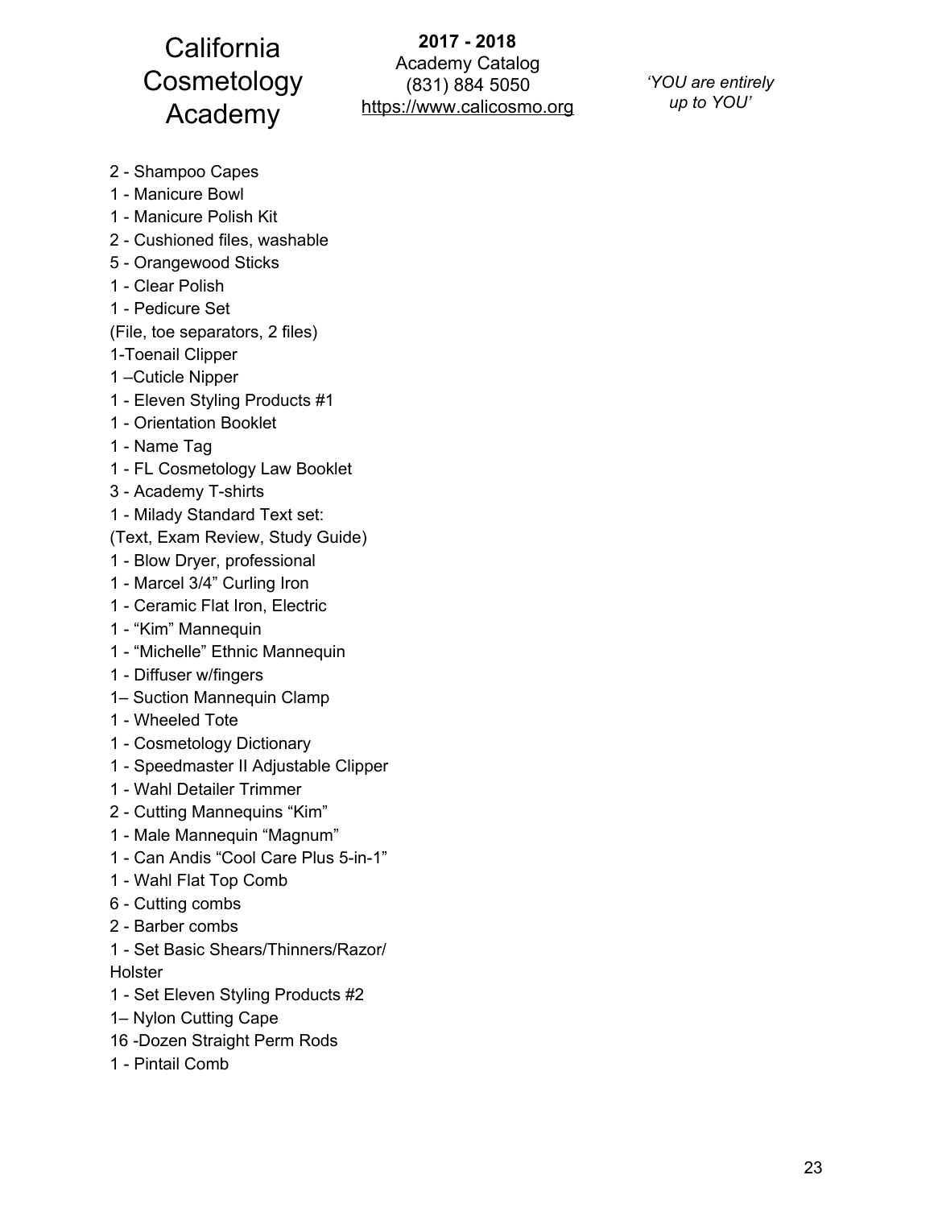2 - Shampoo Capes
1 - Manicure Bowl
1 - Manicure Polish Kit
2 - Cushioned files, washable
5 - Orangewood Sticks
1 - Clear Polish
1 - Pedicure Set
(File, toe separators, 2 files)
1-Toenail Clipper
1 –Cuticle Nipper
1 - Eleven Styling Products #1
1 - Orientation Booklet
1 - Name Tag
1 - FL Cosmetology Law Booklet
3 - Academy T-shirts
1 - Milady Standard Text set:
(Text, Exam Review, Study Guide)
1 - Blow Dryer, professional
1 - Marcel 3/4" Curling Iron
1 - Ceramic Flat Iron, Electric
1 - "Kim" Mannequin
1 - "Michelle" Ethnic Mannequin
1 - Diffuser w/fingers
1– Suction Mannequin Clamp
1 - Wheeled Tote
1 - Cosmetology Dictionary
1 - Speedmaster II Adjustable Clipper
1 - Wahl Detailer Trimmer
2 - Cutting Mannequins "Kim"
1 - Male Mannequin "Magnum"
1 - Can Andis "Cool Care Plus 5-in-1"
1 - Wahl Flat Top Comb
6 - Cutting combs
2 - Barber combs
1 - Set Basic Shears/Thinners/Razor/
Holster
1 - Set Eleven Styling Products #2
1– Nylon Cutting Cape
16 -Dozen Straight Perm Rods
1 - Pintail Comb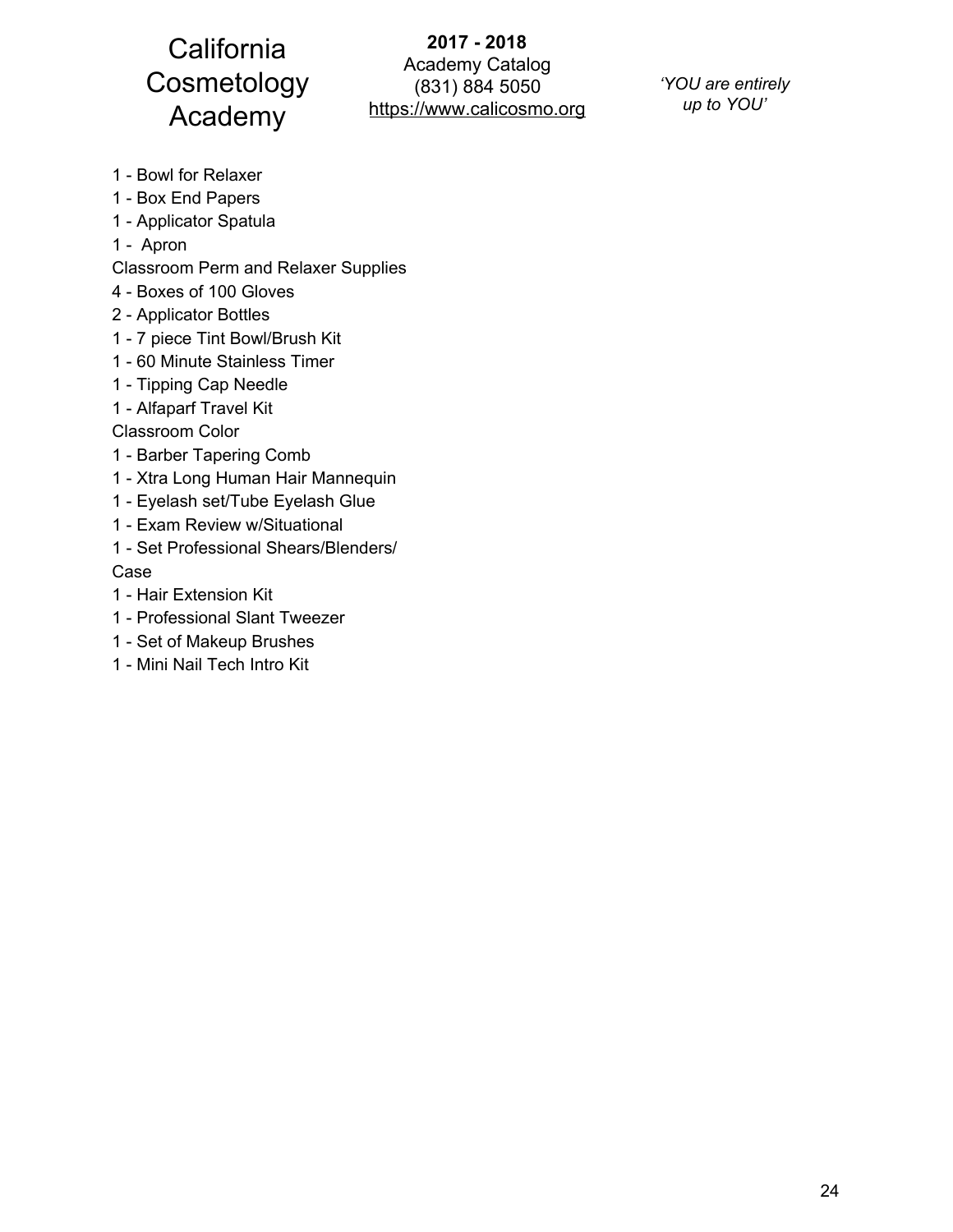1 - Bowl for Relaxer
1 - Box End Papers
1 - Applicator Spatula
1 - Apron
Classroom Perm and Relaxer Supplies
4 - Boxes of 100 Gloves
2 - Applicator Bottles
1 - 7 piece Tint Bowl/Brush Kit
1 - 60 Minute Stainless Timer
1 - Tipping Cap Needle
1 - Alfaparf Travel Kit
Classroom Color
1 - Barber Tapering Comb
1 - Xtra Long Human Hair Mannequin
1 - Eyelash set/Tube Eyelash Glue
1 - Exam Review w/Situational
1 - Set Professional Shears/Blenders/Case
1 - Hair Extension Kit
1 - Professional Slant Tweezer
1 - Set of Makeup Brushes
1 - Mini Nail Tech Intro Kit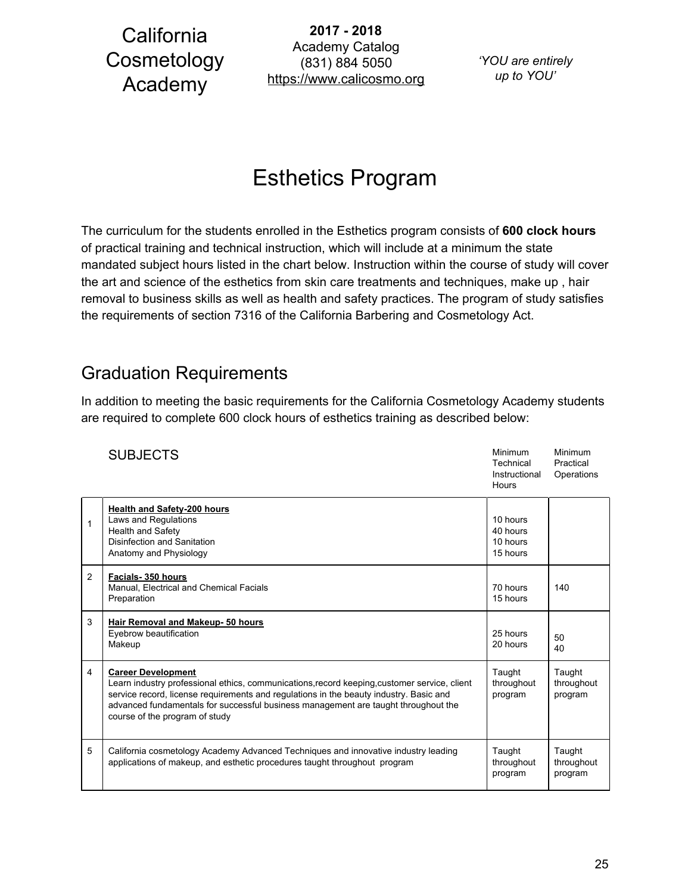# Esthetics Program

The curriculum for the students enrolled in the Esthetics program consists of **600 clock hours** of practical training and technical instruction, which will include at a minimum the state mandated subject hours listed in the chart below. Instruction within the course of study will cover the art and science of the esthetics from skin care treatments and techniques, make up , hair removal to business skills as well as health and safety practices. The program of study satisfies the requirements of section 7316 of the California Barbering and Cosmetology Act.

## Graduation Requirements

In addition to meeting the basic requirements for the California Cosmetology Academy students are required to complete 600 clock hours of esthetics training as described below:

| | SUBJECTS | Minimum Technical Instructional Hours | Minimum Practical Operations |
|---|---|---|---|
| 1 | **Health and Safety-200 hours**<br>Laws and Regulations<br>Health and Safety<br>Disinfection and Sanitation<br>Anatomy and Physiology | <br>10 hours<br>40 hours<br>10 hours<br>15 hours | |
| 2 | **Facials- 350 hours**<br>Manual, Electrical and Chemical Facials<br>Preparation | <br>70 hours<br>15 hours | <br>140 |
| 3 | **Hair Removal and Makeup- 50 hours**<br>Eyebrow beautification<br>Makeup | <br>25 hours<br>20 hours | <br>50<br>40 |
| 4 | **Career Development**<br>Learn industry professional ethics, communications,record keeping,customer service, client service record, license requirements and regulations in the beauty industry. Basic and advanced fundamentals for successful business management are taught throughout the course of the program of study | Taught throughout program | Taught throughout program |
| 5 | California cosmetology Academy Advanced Techniques and innovative industry leading applications of makeup, and esthetic procedures taught throughout program | Taught throughout program | Taught throughout program |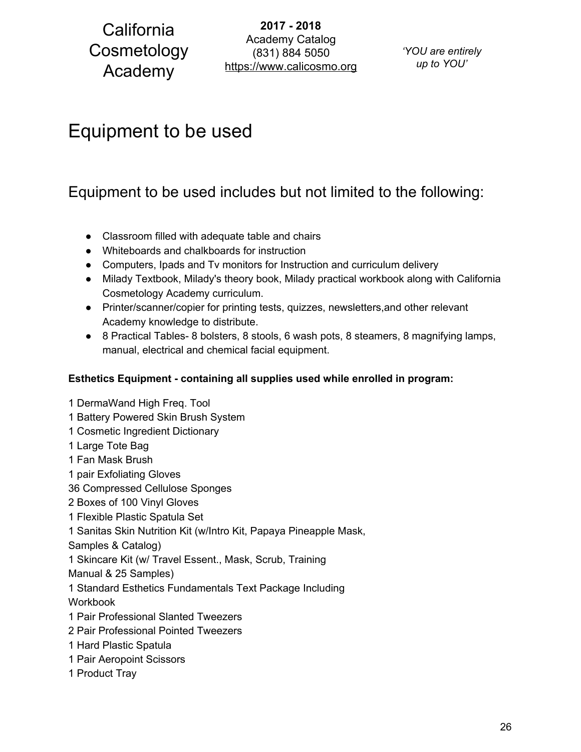# Equipment to be used

## Equipment to be used includes but not limited to the following:

- Classroom filled with adequate table and chairs
- Whiteboards and chalkboards for instruction
- Computers, Ipads and Tv monitors for Instruction and curriculum delivery
- Milady Textbook, Milady's theory book, Milady practical workbook along with California Cosmetology Academy curriculum.
- Printer/scanner/copier for printing tests, quizzes, newsletters,and other relevant Academy knowledge to distribute.
- 8 Practical Tables- 8 bolsters, 8 stools, 6 wash pots, 8 steamers, 8 magnifying lamps, manual, electrical and chemical facial equipment.

**Esthetics Equipment - containing all supplies used while enrolled in program:**

1 DermaWand High Freq. Tool
1 Battery Powered Skin Brush System
1 Cosmetic Ingredient Dictionary
1 Large Tote Bag
1 Fan Mask Brush
1 pair Exfoliating Gloves
36 Compressed Cellulose Sponges
2 Boxes of 100 Vinyl Gloves
1 Flexible Plastic Spatula Set
1 Sanitas Skin Nutrition Kit (w/Intro Kit, Papaya Pineapple Mask, Samples & Catalog)
1 Skincare Kit (w/ Travel Essent., Mask, Scrub, Training Manual & 25 Samples)
1 Standard Esthetics Fundamentals Text Package Including Workbook
1 Pair Professional Slanted Tweezers
2 Pair Professional Pointed Tweezers
1 Hard Plastic Spatula
1 Pair Aeropoint Scissors
1 Product Tray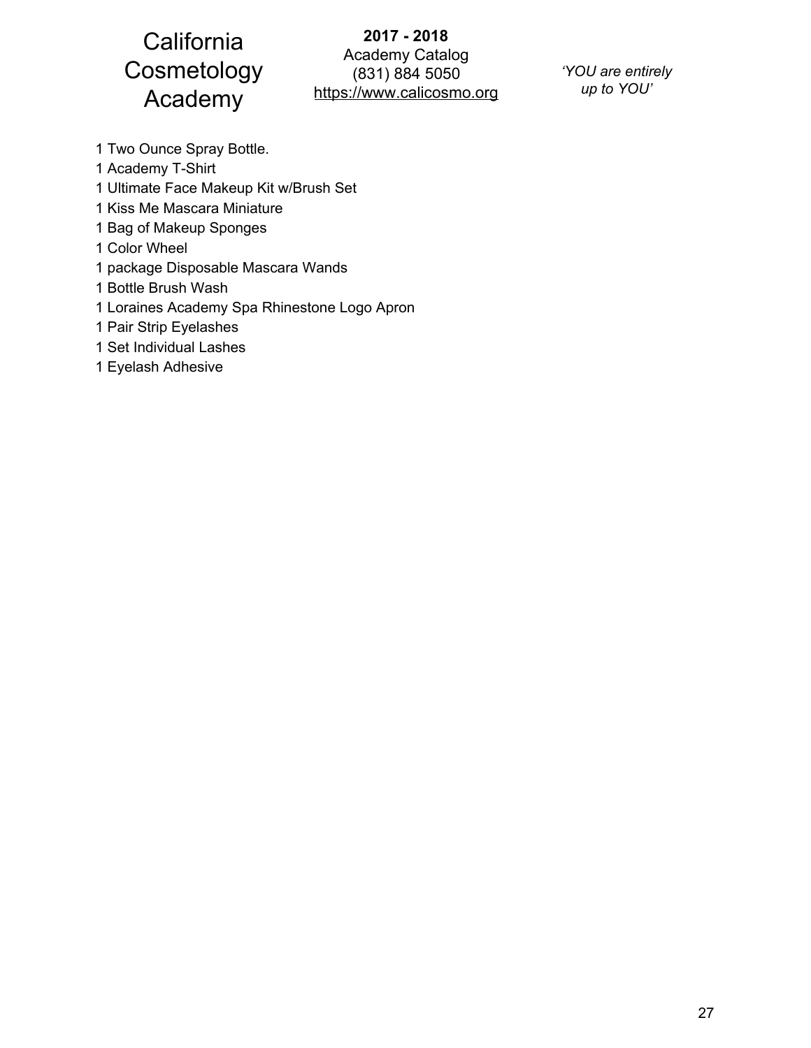1 Two Ounce Spray Bottle.  
1 Academy T-Shirt  
1 Ultimate Face Makeup Kit w/Brush Set  
1 Kiss Me Mascara Miniature  
1 Bag of Makeup Sponges  
1 Color Wheel  
1 package Disposable Mascara Wands  
1 Bottle Brush Wash  
1 Loraines Academy Spa Rhinestone Logo Apron  
1 Pair Strip Eyelashes  
1 Set Individual Lashes  
1 Eyelash Adhesive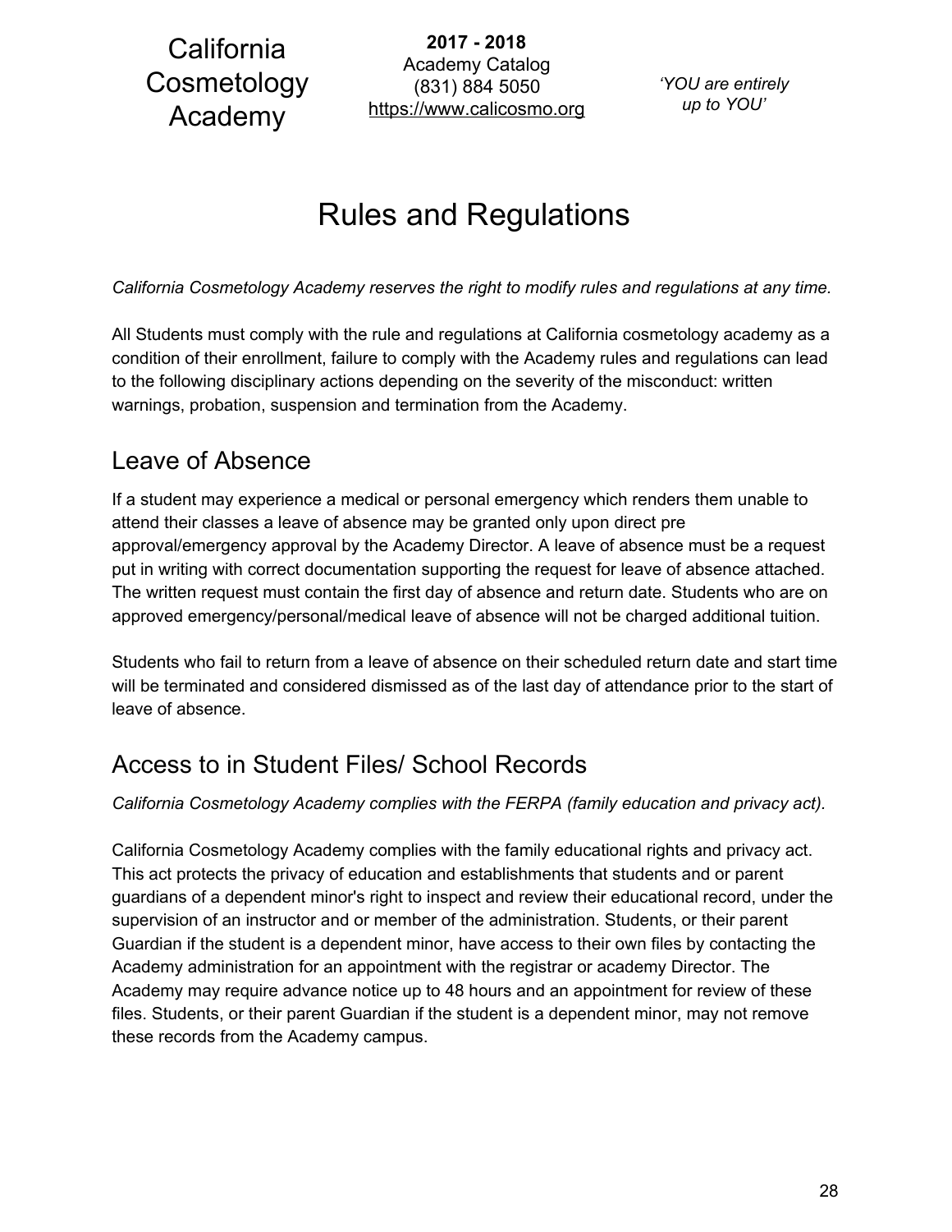# Rules and Regulations

*California Cosmetology Academy reserves the right to modify rules and regulations at any time.*

All Students must comply with the rule and regulations at California cosmetology academy as a condition of their enrollment, failure to comply with the Academy rules and regulations can lead to the following disciplinary actions depending on the severity of the misconduct: written warnings, probation, suspension and termination from the Academy.

## Leave of Absence

If a student may experience a medical or personal emergency which renders them unable to attend their classes a leave of absence may be granted only upon direct pre approval/emergency approval by the Academy Director. A leave of absence must be a request put in writing with correct documentation supporting the request for leave of absence attached. The written request must contain the first day of absence and return date. Students who are on approved emergency/personal/medical leave of absence will not be charged additional tuition.

Students who fail to return from a leave of absence on their scheduled return date and start time will be terminated and considered dismissed as of the last day of attendance prior to the start of leave of absence.

## Access to in Student Files/ School Records

*California Cosmetology Academy complies with the FERPA (family education and privacy act).*

California Cosmetology Academy complies with the family educational rights and privacy act. This act protects the privacy of education and establishments that students and or parent guardians of a dependent minor's right to inspect and review their educational record, under the supervision of an instructor and or member of the administration. Students, or their parent Guardian if the student is a dependent minor, have access to their own files by contacting the Academy administration for an appointment with the registrar or academy Director. The Academy may require advance notice up to 48 hours and an appointment for review of these files. Students, or their parent Guardian if the student is a dependent minor, may not remove these records from the Academy campus.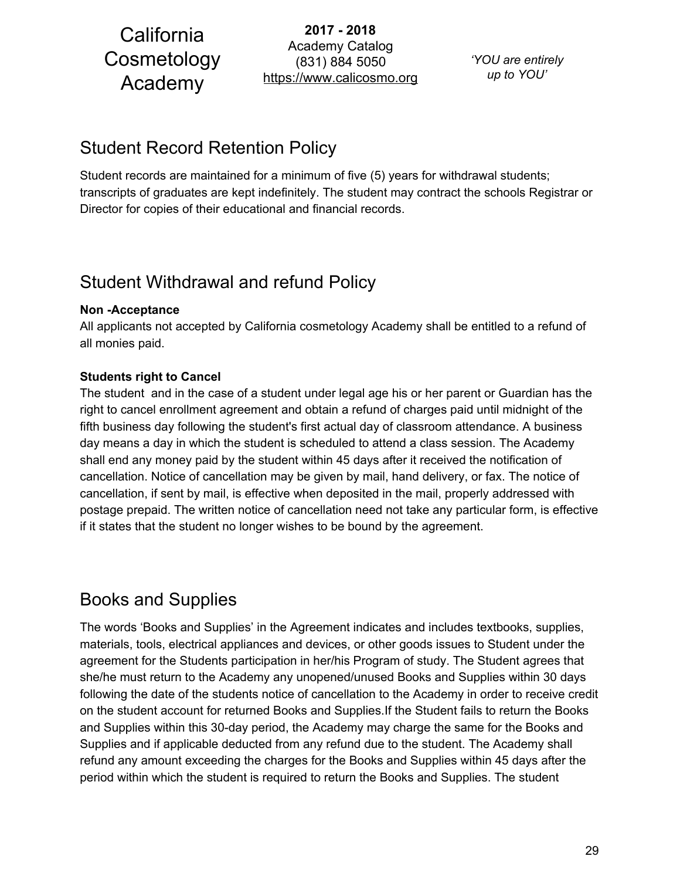## Student Record Retention Policy

Student records are maintained for a minimum of five (5) years for withdrawal students; transcripts of graduates are kept indefinitely. The student may contract the schools Registrar or Director for copies of their educational and financial records.

## Student Withdrawal and refund Policy

**Non -Acceptance**
All applicants not accepted by California cosmetology Academy shall be entitled to a refund of all monies paid.

**Students right to Cancel**
The student and in the case of a student under legal age his or her parent or Guardian has the right to cancel enrollment agreement and obtain a refund of charges paid until midnight of the fifth business day following the student's first actual day of classroom attendance. A business day means a day in which the student is scheduled to attend a class session. The Academy shall end any money paid by the student within 45 days after it received the notification of cancellation. Notice of cancellation may be given by mail, hand delivery, or fax. The notice of cancellation, if sent by mail, is effective when deposited in the mail, properly addressed with postage prepaid. The written notice of cancellation need not take any particular form, is effective if it states that the student no longer wishes to be bound by the agreement.

## Books and Supplies

The words 'Books and Supplies' in the Agreement indicates and includes textbooks, supplies, materials, tools, electrical appliances and devices, or other goods issues to Student under the agreement for the Students participation in her/his Program of study. The Student agrees that she/he must return to the Academy any unopened/unused Books and Supplies within 30 days following the date of the students notice of cancellation to the Academy in order to receive credit on the student account for returned Books and Supplies.If the Student fails to return the Books and Supplies within this 30-day period, the Academy may charge the same for the Books and Supplies and if applicable deducted from any refund due to the student. The Academy shall refund any amount exceeding the charges for the Books and Supplies within 45 days after the period within which the student is required to return the Books and Supplies. The student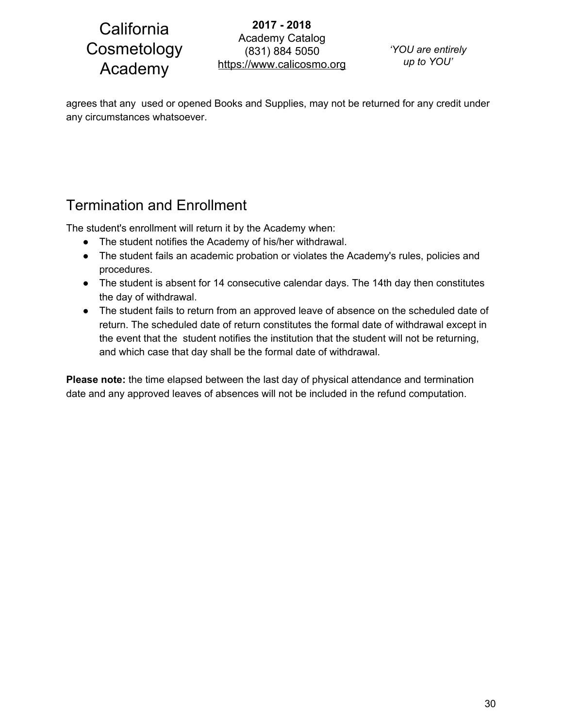agrees that any used or opened Books and Supplies, may not be returned for any credit under any circumstances whatsoever.

## Termination and Enrollment

The student's enrollment will return it by the Academy when:

- The student notifies the Academy of his/her withdrawal.
- The student fails an academic probation or violates the Academy's rules, policies and procedures.
- The student is absent for 14 consecutive calendar days. The 14th day then constitutes the day of withdrawal.
- The student fails to return from an approved leave of absence on the scheduled date of return. The scheduled date of return constitutes the formal date of withdrawal except in the event that the student notifies the institution that the student will not be returning, and which case that day shall be the formal date of withdrawal.

**Please note:** the time elapsed between the last day of physical attendance and termination date and any approved leaves of absences will not be included in the refund computation.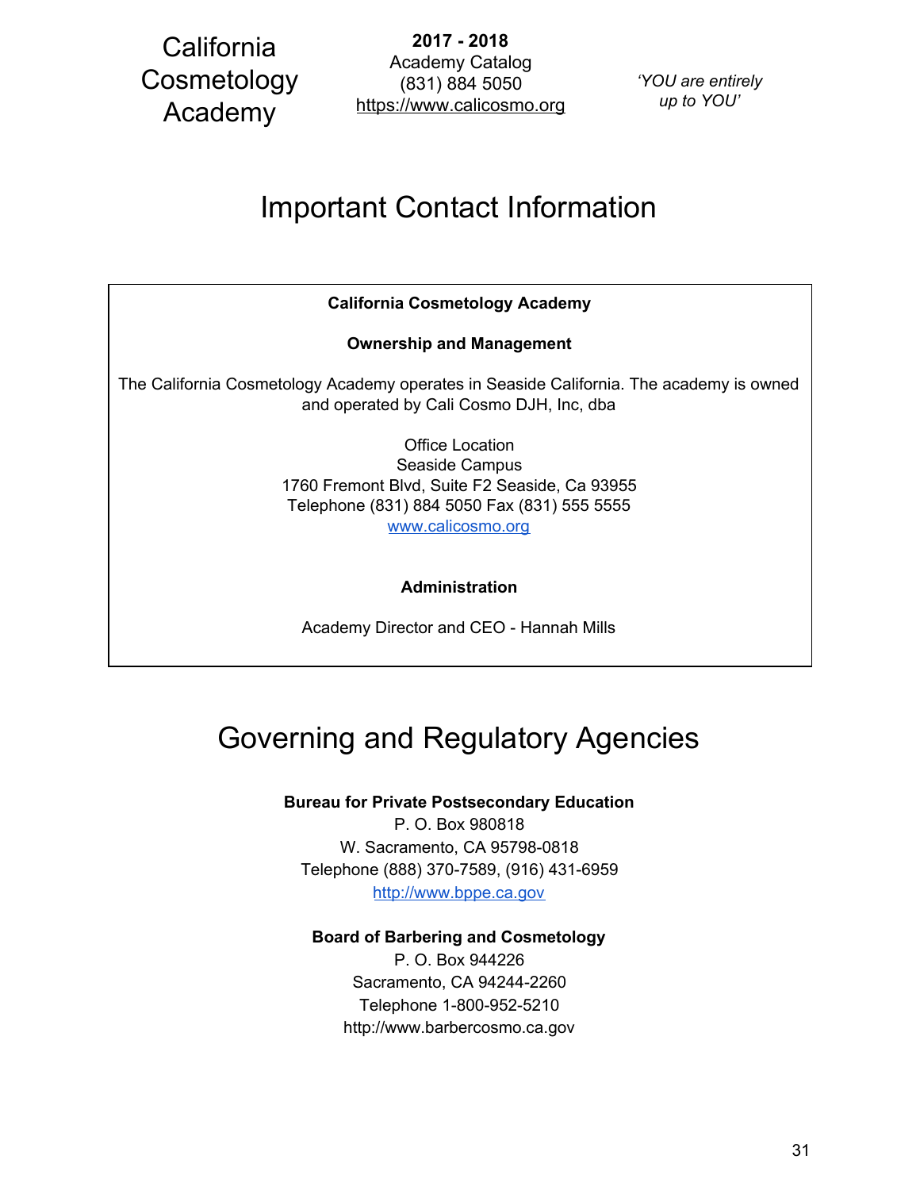# Important Contact Information

**California Cosmetology Academy**

**Ownership and Management**

The California Cosmetology Academy operates in Seaside California. The academy is owned and operated by Cali Cosmo DJH, Inc, dba

Office Location
Seaside Campus
1760 Fremont Blvd, Suite F2 Seaside, Ca 93955
Telephone (831) 884 5050 Fax (831) 555 5555
www.calicosmo.org

**Administration**

Academy Director and CEO - Hannah Mills

# Governing and Regulatory Agencies

**Bureau for Private Postsecondary Education**
P. O. Box 980818
W. Sacramento, CA 95798-0818
Telephone (888) 370-7589, (916) 431-6959
http://www.bppe.ca.gov

**Board of Barbering and Cosmetology**
P. O. Box 944226
Sacramento, CA 94244-2260
Telephone 1-800-952-5210
http://www.barbercosmo.ca.gov